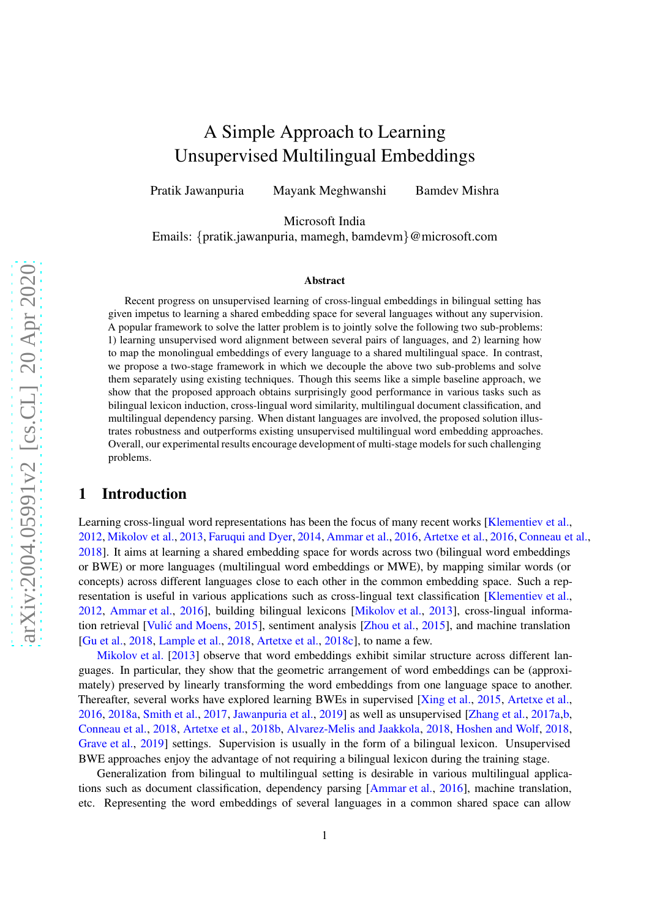# A Simple Approach to Learning Unsupervised Multilingual Embeddings

Pratik Jawanpuria     Mayank Meghwanshi     Bamdev Mishra

Microsoft India
Emails: {pratik.jawanpuria, mamegh, bamdevm}@microsoft.com

## Abstract

Recent progress on unsupervised learning of cross-lingual embeddings in bilingual setting has given impetus to learning a shared embedding space for several languages without any supervision. A popular framework to solve the latter problem is to jointly solve the following two sub-problems: 1) learning unsupervised word alignment between several pairs of languages, and 2) learning how to map the monolingual embeddings of every language to a shared multilingual space. In contrast, we propose a two-stage framework in which we decouple the above two sub-problems and solve them separately using existing techniques. Though this seems like a simple baseline approach, we show that the proposed approach obtains surprisingly good performance in various tasks such as bilingual lexicon induction, cross-lingual word similarity, multilingual document classification, and multilingual dependency parsing. When distant languages are involved, the proposed solution illustrates robustness and outperforms existing unsupervised multilingual word embedding approaches. Overall, our experimental results encourage development of multi-stage models for such challenging problems.

## 1 Introduction

Learning cross-lingual word representations has been the focus of many recent works [Klementiev et al., 2012, Mikolov et al., 2013, Faruqui and Dyer, 2014, Ammar et al., 2016, Artetxe et al., 2016, Conneau et al., 2018]. It aims at learning a shared embedding space for words across two (bilingual word embeddings or BWE) or more languages (multilingual word embeddings or MWE), by mapping similar words (or concepts) across different languages close to each other in the common embedding space. Such a representation is useful in various applications such as cross-lingual text classification [Klementiev et al., 2012, Ammar et al., 2016], building bilingual lexicons [Mikolov et al., 2013], cross-lingual information retrieval [Vulić and Moens, 2015], sentiment analysis [Zhou et al., 2015], and machine translation [Gu et al., 2018, Lample et al., 2018, Artetxe et al., 2018c], to name a few.

Mikolov et al. [2013] observe that word embeddings exhibit similar structure across different languages. In particular, they show that the geometric arrangement of word embeddings can be (approximately) preserved by linearly transforming the word embeddings from one language space to another. Thereafter, several works have explored learning BWEs in supervised [Xing et al., 2015, Artetxe et al., 2016, 2018a, Smith et al., 2017, Jawanpuria et al., 2019] as well as unsupervised [Zhang et al., 2017a,b, Conneau et al., 2018, Artetxe et al., 2018b, Alvarez-Melis and Jaakkola, 2018, Hoshen and Wolf, 2018, Grave et al., 2019] settings. Supervision is usually in the form of a bilingual lexicon. Unsupervised BWE approaches enjoy the advantage of not requiring a bilingual lexicon during the training stage.

Generalization from bilingual to multilingual setting is desirable in various multilingual applications such as document classification, dependency parsing [Ammar et al., 2016], machine translation, etc. Representing the word embeddings of several languages in a common shared space can allow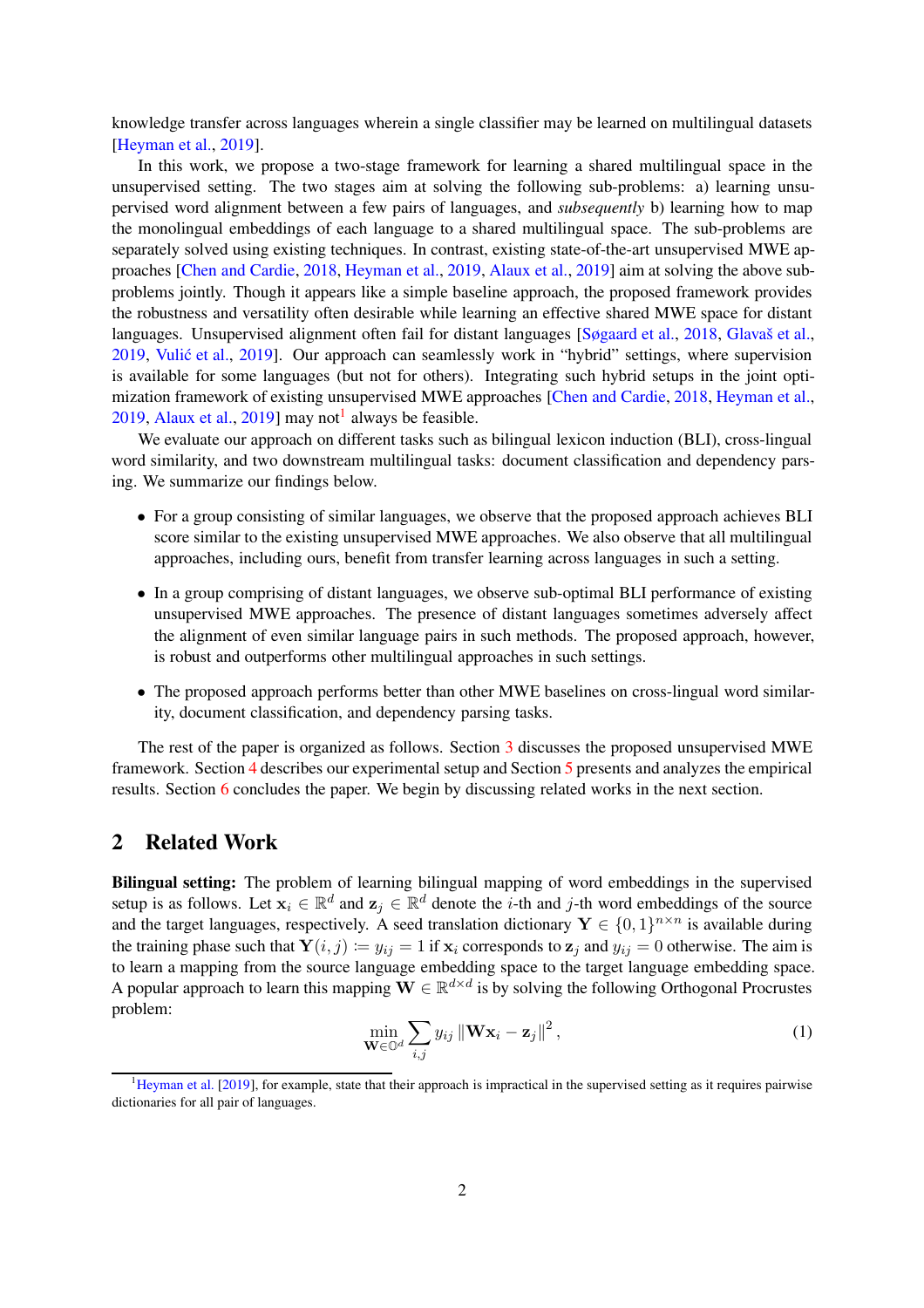knowledge transfer across languages wherein a single classifier may be learned on multilingual datasets [Heyman et al., 2019].

In this work, we propose a two-stage framework for learning a shared multilingual space in the unsupervised setting. The two stages aim at solving the following sub-problems: a) learning unsupervised word alignment between a few pairs of languages, and *subsequently* b) learning how to map the monolingual embeddings of each language to a shared multilingual space. The sub-problems are separately solved using existing techniques. In contrast, existing state-of-the-art unsupervised MWE approaches [Chen and Cardie, 2018, Heyman et al., 2019, Alaux et al., 2019] aim at solving the above sub-problems jointly. Though it appears like a simple baseline approach, the proposed framework provides the robustness and versatility often desirable while learning an effective shared MWE space for distant languages. Unsupervised alignment often fail for distant languages [Søgaard et al., 2018, Glavaš et al., 2019, Vulić et al., 2019]. Our approach can seamlessly work in "hybrid" settings, where supervision is available for some languages (but not for others). Integrating such hybrid setups in the joint optimization framework of existing unsupervised MWE approaches [Chen and Cardie, 2018, Heyman et al., 2019, Alaux et al., 2019] may not[1] always be feasible.

We evaluate our approach on different tasks such as bilingual lexicon induction (BLI), cross-lingual word similarity, and two downstream multilingual tasks: document classification and dependency parsing. We summarize our findings below.

- For a group consisting of similar languages, we observe that the proposed approach achieves BLI score similar to the existing unsupervised MWE approaches. We also observe that all multilingual approaches, including ours, benefit from transfer learning across languages in such a setting.
- In a group comprising of distant languages, we observe sub-optimal BLI performance of existing unsupervised MWE approaches. The presence of distant languages sometimes adversely affect the alignment of even similar language pairs in such methods. The proposed approach, however, is robust and outperforms other multilingual approaches in such settings.
- The proposed approach performs better than other MWE baselines on cross-lingual word similarity, document classification, and dependency parsing tasks.

The rest of the paper is organized as follows. Section 3 discusses the proposed unsupervised MWE framework. Section 4 describes our experimental setup and Section 5 presents and analyzes the empirical results. Section 6 concludes the paper. We begin by discussing related works in the next section.

## 2 Related Work

**Bilingual setting:** The problem of learning bilingual mapping of word embeddings in the supervised setup is as follows. Let $\mathbf{x}_i \in \mathbb{R}^d$ and $\mathbf{z}_j \in \mathbb{R}^d$ denote the $i$-th and $j$-th word embeddings of the source and the target languages, respectively. A seed translation dictionary $\mathbf{Y} \in \{0,1\}^{n \times n}$ is available during the training phase such that $\mathbf{Y}(i,j) \coloneqq y_{ij} = 1$ if $\mathbf{x}_i$ corresponds to $\mathbf{z}_j$ and $y_{ij} = 0$ otherwise. The aim is to learn a mapping from the source language embedding space to the target language embedding space. A popular approach to learn this mapping $\mathbf{W} \in \mathbb{R}^{d \times d}$ is by solving the following Orthogonal Procrustes problem:

$$\min_{\mathbf{W} \in \mathbb{O}^d} \sum_{i,j} y_{ij} \left\| \mathbf{W}\mathbf{x}_i - \mathbf{z}_j \right\|^2, \tag{1}$$

[1] Heyman et al. [2019], for example, state that their approach is impractical in the supervised setting as it requires pairwise dictionaries for all pair of languages.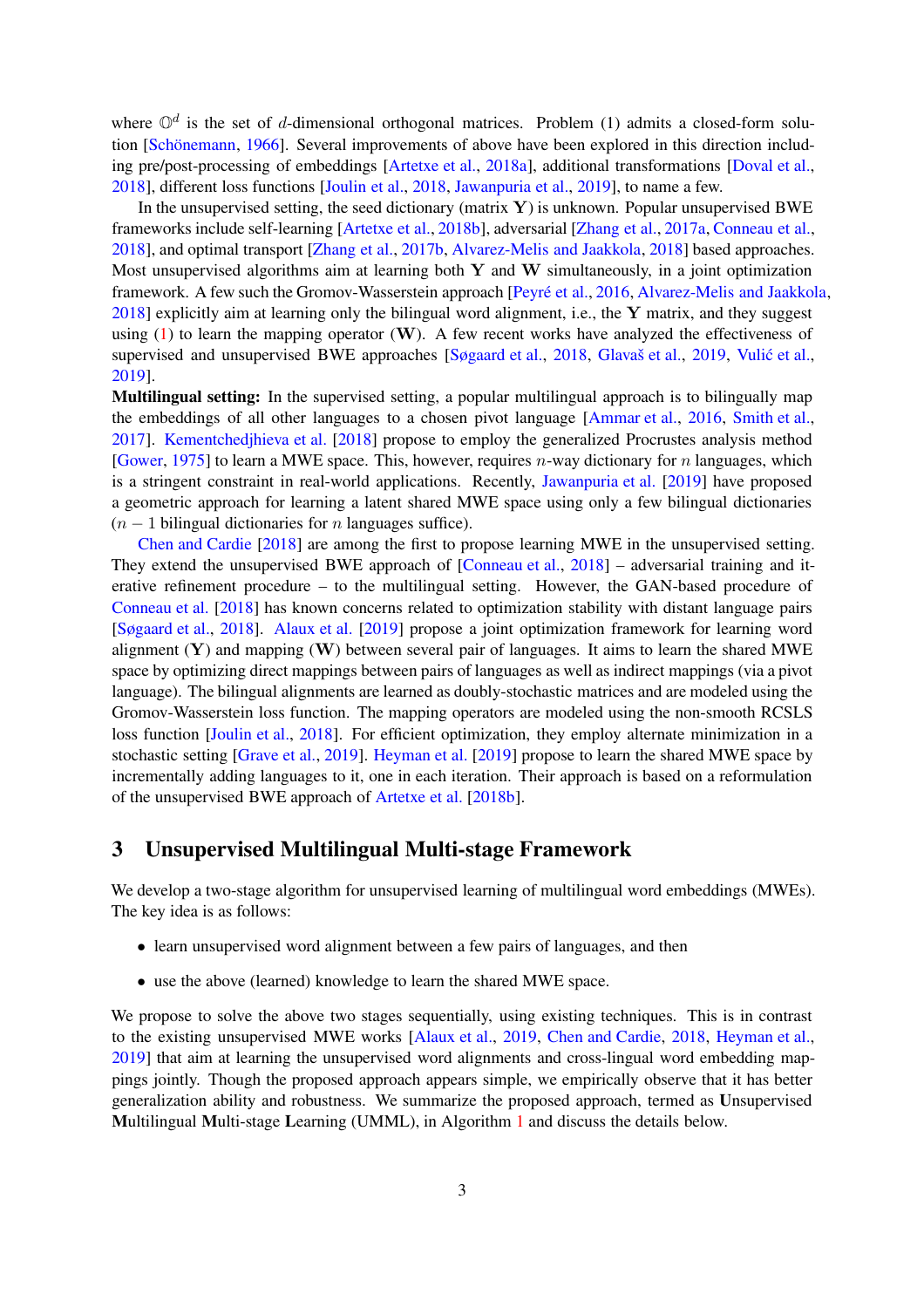where $\mathbb{O}^d$ is the set of $d$-dimensional orthogonal matrices. Problem (1) admits a closed-form solution [Schönemann, 1966]. Several improvements of above have been explored in this direction including pre/post-processing of embeddings [Artetxe et al., 2018a], additional transformations [Doval et al., 2018], different loss functions [Joulin et al., 2018, Jawanpuria et al., 2019], to name a few.

In the unsupervised setting, the seed dictionary (matrix $\mathbf{Y}$) is unknown. Popular unsupervised BWE frameworks include self-learning [Artetxe et al., 2018b], adversarial [Zhang et al., 2017a, Conneau et al., 2018], and optimal transport [Zhang et al., 2017b, Alvarez-Melis and Jaakkola, 2018] based approaches. Most unsupervised algorithms aim at learning both $\mathbf{Y}$ and $\mathbf{W}$ simultaneously, in a joint optimization framework. A few such the Gromov-Wasserstein approach [Peyré et al., 2016, Alvarez-Melis and Jaakkola, 2018] explicitly aim at learning only the bilingual word alignment, i.e., the $\mathbf{Y}$ matrix, and they suggest using (1) to learn the mapping operator ($\mathbf{W}$). A few recent works have analyzed the effectiveness of supervised and unsupervised BWE approaches [Søgaard et al., 2018, Glavaš et al., 2019, Vulić et al., 2019].

**Multilingual setting:** In the supervised setting, a popular multilingual approach is to bilingually map the embeddings of all other languages to a chosen pivot language [Ammar et al., 2016, Smith et al., 2017]. Kementchedjhieva et al. [2018] propose to employ the generalized Procrustes analysis method [Gower, 1975] to learn a MWE space. This, however, requires $n$-way dictionary for $n$ languages, which is a stringent constraint in real-world applications. Recently, Jawanpuria et al. [2019] have proposed a geometric approach for learning a latent shared MWE space using only a few bilingual dictionaries ($n-1$ bilingual dictionaries for $n$ languages suffice).

Chen and Cardie [2018] are among the first to propose learning MWE in the unsupervised setting. They extend the unsupervised BWE approach of [Conneau et al., 2018] – adversarial training and iterative refinement procedure – to the multilingual setting. However, the GAN-based procedure of Conneau et al. [2018] has known concerns related to optimization stability with distant language pairs [Søgaard et al., 2018]. Alaux et al. [2019] propose a joint optimization framework for learning word alignment ($\mathbf{Y}$) and mapping ($\mathbf{W}$) between several pair of languages. It aims to learn the shared MWE space by optimizing direct mappings between pairs of languages as well as indirect mappings (via a pivot language). The bilingual alignments are learned as doubly-stochastic matrices and are modeled using the Gromov-Wasserstein loss function. The mapping operators are modeled using the non-smooth RCSLS loss function [Joulin et al., 2018]. For efficient optimization, they employ alternate minimization in a stochastic setting [Grave et al., 2019]. Heyman et al. [2019] propose to learn the shared MWE space by incrementally adding languages to it, one in each iteration. Their approach is based on a reformulation of the unsupervised BWE approach of Artetxe et al. [2018b].

## 3 Unsupervised Multilingual Multi-stage Framework

We develop a two-stage algorithm for unsupervised learning of multilingual word embeddings (MWEs). The key idea is as follows:

- learn unsupervised word alignment between a few pairs of languages, and then
- use the above (learned) knowledge to learn the shared MWE space.

We propose to solve the above two stages sequentially, using existing techniques. This is in contrast to the existing unsupervised MWE works [Alaux et al., 2019, Chen and Cardie, 2018, Heyman et al., 2019] that aim at learning the unsupervised word alignments and cross-lingual word embedding mappings jointly. Though the proposed approach appears simple, we empirically observe that it has better generalization ability and robustness. We summarize the proposed approach, termed as **U**nsupervised **M**ultilingual **M**ulti-stage **L**earning (UMML), in Algorithm 1 and discuss the details below.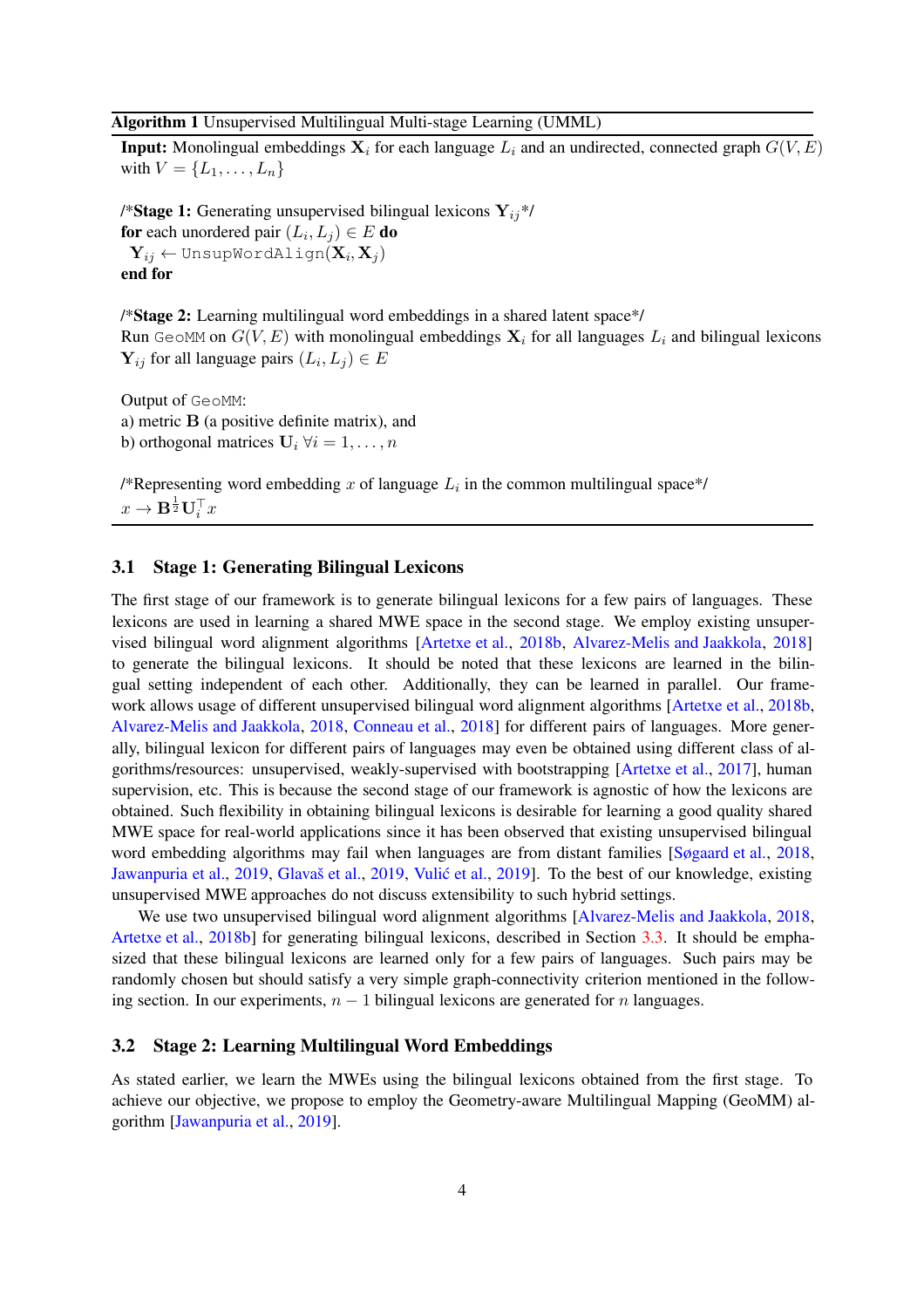**Algorithm 1** Unsupervised Multilingual Multi-stage Learning (UMML)

**Input:** Monolingual embeddings $\mathbf{X}_i$ for each language $L_i$ and an undirected, connected graph $G(V, E)$ with $V = \{L_1, \ldots, L_n\}$

/\***Stage 1:** Generating unsupervised bilingual lexicons $\mathbf{Y}_{ij}$\*/
**for** each unordered pair $(L_i, L_j) \in E$ **do**
 $\mathbf{Y}_{ij} \leftarrow \texttt{UnsupWordAlign}(\mathbf{X}_i, \mathbf{X}_j)$
**end for**

/\***Stage 2:** Learning multilingual word embeddings in a shared latent space\*/
Run `GeoMM` on $G(V, E)$ with monolingual embeddings $\mathbf{X}_i$ for all languages $L_i$ and bilingual lexicons $\mathbf{Y}_{ij}$ for all language pairs $(L_i, L_j) \in E$

Output of `GeoMM`:
a) metric $\mathbf{B}$ (a positive definite matrix), and
b) orthogonal matrices $\mathbf{U}_i \ \forall i = 1, \ldots, n$

/\*Representing word embedding $x$ of language $L_i$ in the common multilingual space\*/
$x \rightarrow \mathbf{B}^{\frac{1}{2}} \mathbf{U}_i^\top x$

### 3.1 Stage 1: Generating Bilingual Lexicons

The first stage of our framework is to generate bilingual lexicons for a few pairs of languages. These lexicons are used in learning a shared MWE space in the second stage. We employ existing unsupervised bilingual word alignment algorithms [Artetxe et al., 2018b, Alvarez-Melis and Jaakkola, 2018] to generate the bilingual lexicons. It should be noted that these lexicons are learned in the bilingual setting independent of each other. Additionally, they can be learned in parallel. Our framework allows usage of different unsupervised bilingual word alignment algorithms [Artetxe et al., 2018b, Alvarez-Melis and Jaakkola, 2018, Conneau et al., 2018] for different pairs of languages. More generally, bilingual lexicon for different pairs of languages may even be obtained using different class of algorithms/resources: unsupervised, weakly-supervised with bootstrapping [Artetxe et al., 2017], human supervision, etc. This is because the second stage of our framework is agnostic of how the lexicons are obtained. Such flexibility in obtaining bilingual lexicons is desirable for learning a good quality shared MWE space for real-world applications since it has been observed that existing unsupervised bilingual word embedding algorithms may fail when languages are from distant families [Søgaard et al., 2018, Jawanpuria et al., 2019, Glavaš et al., 2019, Vulić et al., 2019]. To the best of our knowledge, existing unsupervised MWE approaches do not discuss extensibility to such hybrid settings.

We use two unsupervised bilingual word alignment algorithms [Alvarez-Melis and Jaakkola, 2018, Artetxe et al., 2018b] for generating bilingual lexicons, described in Section 3.3. It should be emphasized that these bilingual lexicons are learned only for a few pairs of languages. Such pairs may be randomly chosen but should satisfy a very simple graph-connectivity criterion mentioned in the following section. In our experiments, $n - 1$ bilingual lexicons are generated for $n$ languages.

### 3.2 Stage 2: Learning Multilingual Word Embeddings

As stated earlier, we learn the MWEs using the bilingual lexicons obtained from the first stage. To achieve our objective, we propose to employ the Geometry-aware Multilingual Mapping (GeoMM) algorithm [Jawanpuria et al., 2019].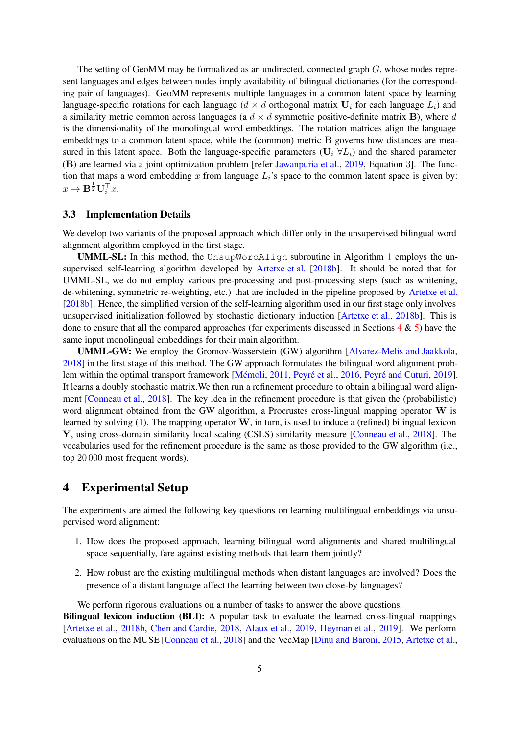The setting of GeoMM may be formalized as an undirected, connected graph $G$, whose nodes represent languages and edges between nodes imply availability of bilingual dictionaries (for the corresponding pair of languages). GeoMM represents multiple languages in a common latent space by learning language-specific rotations for each language ($d \times d$ orthogonal matrix $\mathbf{U}_i$ for each language $L_i$) and a similarity metric common across languages (a $d \times d$ symmetric positive-definite matrix $\mathbf{B}$), where $d$ is the dimensionality of the monolingual word embeddings. The rotation matrices align the language embeddings to a common latent space, while the (common) metric $\mathbf{B}$ governs how distances are measured in this latent space. Both the language-specific parameters ($\mathbf{U}_i$ $\forall L_i$) and the shared parameter ($\mathbf{B}$) are learned via a joint optimization problem [refer Jawanpuria et al., 2019, Equation 3]. The function that maps a word embedding $x$ from language $L_i$'s space to the common latent space is given by: $x \rightarrow \mathbf{B}^{\frac{1}{2}}\mathbf{U}_i^\top x$.

### 3.3 Implementation Details

We develop two variants of the proposed approach which differ only in the unsupervised bilingual word alignment algorithm employed in the first stage.

**UMML-SL:** In this method, the `UnsupWordAlign` subroutine in Algorithm 1 employs the unsupervised self-learning algorithm developed by Artetxe et al. [2018b]. It should be noted that for UMML-SL, we do not employ various pre-processing and post-processing steps (such as whitening, de-whitening, symmetric re-weighting, etc.) that are included in the pipeline proposed by Artetxe et al. [2018b]. Hence, the simplified version of the self-learning algorithm used in our first stage only involves unsupervised initialization followed by stochastic dictionary induction [Artetxe et al., 2018b]. This is done to ensure that all the compared approaches (for experiments discussed in Sections 4 & 5) have the same input monolingual embeddings for their main algorithm.

**UMML-GW:** We employ the Gromov-Wasserstein (GW) algorithm [Alvarez-Melis and Jaakkola, 2018] in the first stage of this method. The GW approach formulates the bilingual word alignment problem within the optimal transport framework [Mémoli, 2011, Peyré et al., 2016, Peyré and Cuturi, 2019]. It learns a doubly stochastic matrix.We then run a refinement procedure to obtain a bilingual word alignment [Conneau et al., 2018]. The key idea in the refinement procedure is that given the (probabilistic) word alignment obtained from the GW algorithm, a Procrustes cross-lingual mapping operator $\mathbf{W}$ is learned by solving (1). The mapping operator $\mathbf{W}$, in turn, is used to induce a (refined) bilingual lexicon $\mathbf{Y}$, using cross-domain similarity local scaling (CSLS) similarity measure [Conneau et al., 2018]. The vocabularies used for the refinement procedure is the same as those provided to the GW algorithm (i.e., top 20 000 most frequent words).

## 4 Experimental Setup

The experiments are aimed the following key questions on learning multilingual embeddings via unsupervised word alignment:

1. How does the proposed approach, learning bilingual word alignments and shared multilingual space sequentially, fare against existing methods that learn them jointly?
2. How robust are the existing multilingual methods when distant languages are involved? Does the presence of a distant language affect the learning between two close-by languages?

We perform rigorous evaluations on a number of tasks to answer the above questions.

**Bilingual lexicon induction (BLI):** A popular task to evaluate the learned cross-lingual mappings [Artetxe et al., 2018b, Chen and Cardie, 2018, Alaux et al., 2019, Heyman et al., 2019]. We perform evaluations on the MUSE [Conneau et al., 2018] and the VecMap [Dinu and Baroni, 2015, Artetxe et al.,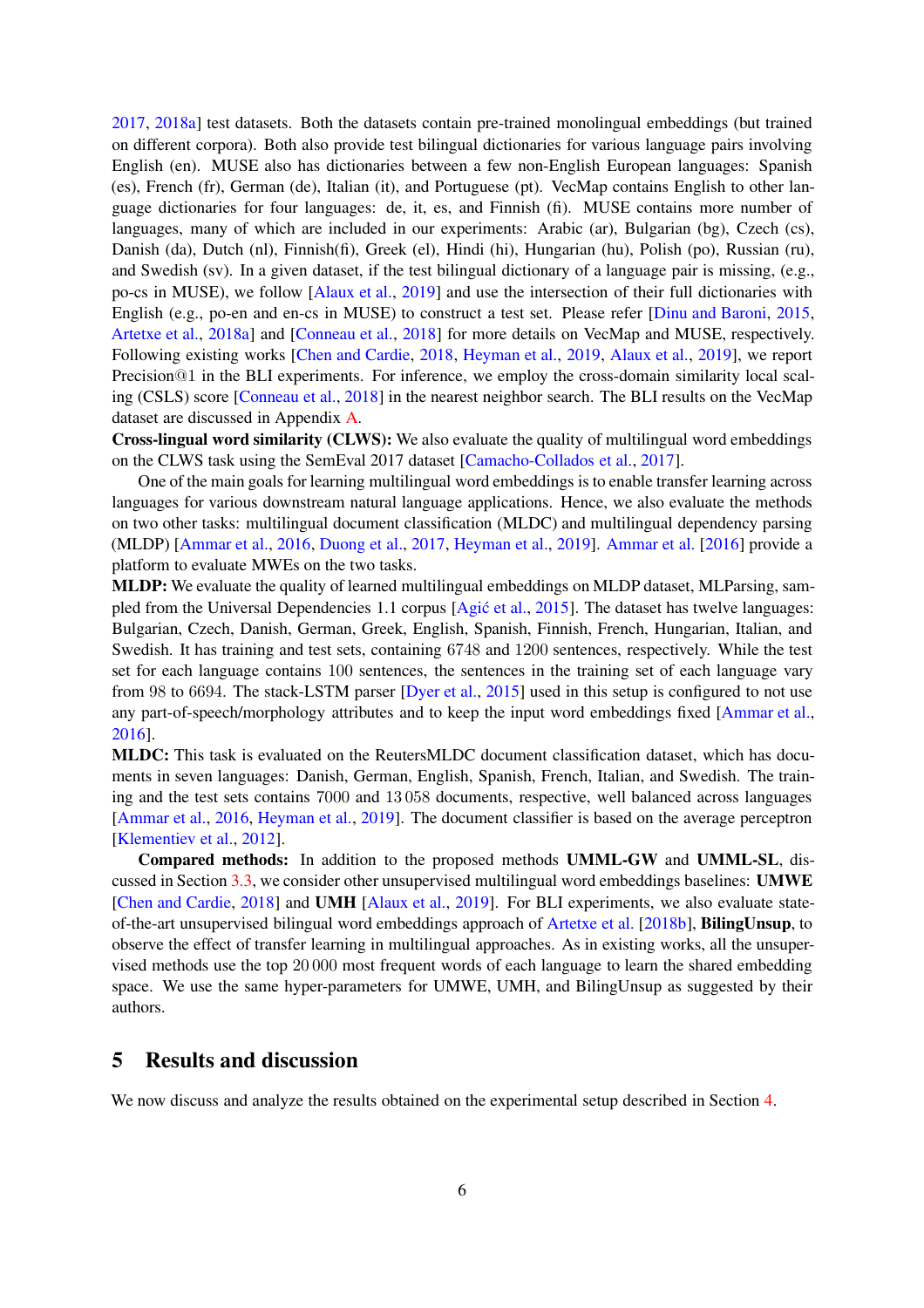2017, 2018a] test datasets. Both the datasets contain pre-trained monolingual embeddings (but trained on different corpora). Both also provide test bilingual dictionaries for various language pairs involving English (en). MUSE also has dictionaries between a few non-English European languages: Spanish (es), French (fr), German (de), Italian (it), and Portuguese (pt). VecMap contains English to other language dictionaries for four languages: de, it, es, and Finnish (fi). MUSE contains more number of languages, many of which are included in our experiments: Arabic (ar), Bulgarian (bg), Czech (cs), Danish (da), Dutch (nl), Finnish(fi), Greek (el), Hindi (hi), Hungarian (hu), Polish (po), Russian (ru), and Swedish (sv). In a given dataset, if the test bilingual dictionary of a language pair is missing, (e.g., po-cs in MUSE), we follow [Alaux et al., 2019] and use the intersection of their full dictionaries with English (e.g., po-en and en-cs in MUSE) to construct a test set. Please refer [Dinu and Baroni, 2015, Artetxe et al., 2018a] and [Conneau et al., 2018] for more details on VecMap and MUSE, respectively. Following existing works [Chen and Cardie, 2018, Heyman et al., 2019, Alaux et al., 2019], we report Precision@1 in the BLI experiments. For inference, we employ the cross-domain similarity local scaling (CSLS) score [Conneau et al., 2018] in the nearest neighbor search. The BLI results on the VecMap dataset are discussed in Appendix A.

**Cross-lingual word similarity (CLWS):** We also evaluate the quality of multilingual word embeddings on the CLWS task using the SemEval 2017 dataset [Camacho-Collados et al., 2017].

One of the main goals for learning multilingual word embeddings is to enable transfer learning across languages for various downstream natural language applications. Hence, we also evaluate the methods on two other tasks: multilingual document classification (MLDC) and multilingual dependency parsing (MLDP) [Ammar et al., 2016, Duong et al., 2017, Heyman et al., 2019]. Ammar et al. [2016] provide a platform to evaluate MWEs on the two tasks.

**MLDP:** We evaluate the quality of learned multilingual embeddings on MLDP dataset, MLParsing, sampled from the Universal Dependencies 1.1 corpus [Agić et al., 2015]. The dataset has twelve languages: Bulgarian, Czech, Danish, German, Greek, English, Spanish, Finnish, French, Hungarian, Italian, and Swedish. It has training and test sets, containing 6748 and 1200 sentences, respectively. While the test set for each language contains 100 sentences, the sentences in the training set of each language vary from 98 to 6694. The stack-LSTM parser [Dyer et al., 2015] used in this setup is configured to not use any part-of-speech/morphology attributes and to keep the input word embeddings fixed [Ammar et al., 2016].

**MLDC:** This task is evaluated on the ReutersMLDC document classification dataset, which has documents in seven languages: Danish, German, English, Spanish, French, Italian, and Swedish. The training and the test sets contains 7000 and 13 058 documents, respective, well balanced across languages [Ammar et al., 2016, Heyman et al., 2019]. The document classifier is based on the average perceptron [Klementiev et al., 2012].

**Compared methods:** In addition to the proposed methods **UMML-GW** and **UMML-SL**, discussed in Section 3.3, we consider other unsupervised multilingual word embeddings baselines: **UMWE** [Chen and Cardie, 2018] and **UMH** [Alaux et al., 2019]. For BLI experiments, we also evaluate state-of-the-art unsupervised bilingual word embeddings approach of Artetxe et al. [2018b], **BilingUnsup**, to observe the effect of transfer learning in multilingual approaches. As in existing works, all the unsupervised methods use the top 20 000 most frequent words of each language to learn the shared embedding space. We use the same hyper-parameters for UMWE, UMH, and BilingUnsup as suggested by their authors.

## 5 Results and discussion

We now discuss and analyze the results obtained on the experimental setup described in Section 4.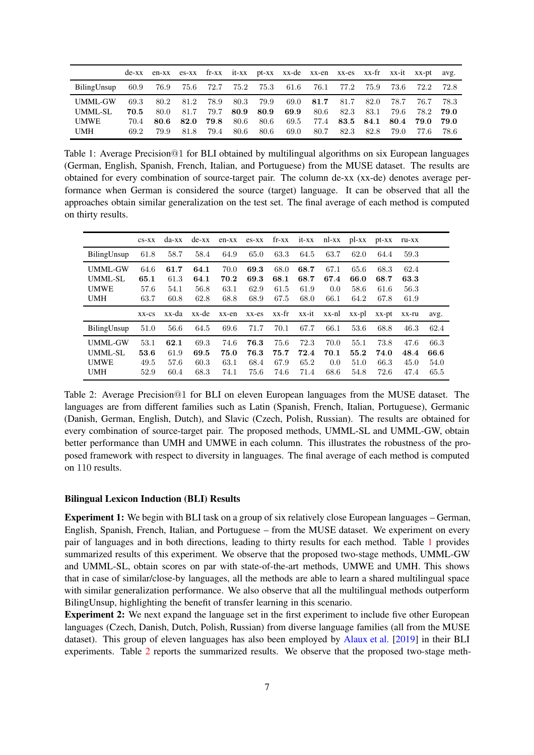|  | de-xx | en-xx | es-xx | fr-xx | it-xx | pt-xx | xx-de | xx-en | xx-es | xx-fr | xx-it | xx-pt | avg. |
|---|---|---|---|---|---|---|---|---|---|---|---|---|---|
| BilingUnsup | 60.9 | 76.9 | 75.6 | 72.7 | 75.2 | 75.3 | 61.6 | 76.1 | 77.2 | 75.9 | 73.6 | 72.2 | 72.8 |
| UMML-GW | 69.3 | 80.2 | 81.2 | 78.9 | 80.3 | 79.9 | 69.0 | **81.7** | 81.7 | 82.0 | 78.7 | 76.7 | 78.3 |
| UMML-SL | **70.5** | 80.0 | 81.7 | 79.7 | **80.9** | **80.9** | **69.9** | 80.6 | 82.3 | 83.1 | 79.6 | 78.2 | **79.0** |
| UMWE | 70.4 | **80.6** | **82.0** | **79.8** | 80.6 | 80.6 | 69.5 | 77.4 | **83.5** | **84.1** | **80.4** | **79.0** | **79.0** |
| UMH | 69.2 | 79.9 | 81.8 | 79.4 | 80.6 | 80.6 | 69.0 | 80.7 | 82.3 | 82.8 | 79.0 | 77.6 | 78.6 |

Table 1: Average Precision@1 for BLI obtained by multilingual algorithms on six European languages (German, English, Spanish, French, Italian, and Portuguese) from the MUSE dataset. The results are obtained for every combination of source-target pair. The column de-xx (xx-de) denotes average performance when German is considered the source (target) language. It can be observed that all the approaches obtain similar generalization on the test set. The final average of each method is computed on thirty results.

|  | cs-xx | da-xx | de-xx | en-xx | es-xx | fr-xx | it-xx | nl-xx | pl-xx | pt-xx | ru-xx |  |
|---|---|---|---|---|---|---|---|---|---|---|---|---|
| BilingUnsup | 61.8 | 58.7 | 58.4 | 64.9 | 65.0 | 63.3 | 64.5 | 63.7 | 62.0 | 64.4 | 59.3 |  |
| UMML-GW | 64.6 | **61.7** | **64.1** | 70.0 | **69.3** | 68.0 | **68.7** | 67.1 | 65.6 | 68.3 | 62.4 |  |
| UMML-SL | **65.1** | 61.3 | **64.1** | **70.2** | **69.3** | **68.1** | **68.7** | **67.4** | **66.0** | **68.7** | **63.3** |  |
| UMWE | 57.6 | 54.1 | 56.8 | 63.1 | 62.9 | 61.5 | 61.9 | 0.0 | 58.6 | 61.6 | 56.3 |  |
| UMH | 63.7 | 60.8 | 62.8 | 68.8 | 68.9 | 67.5 | 68.0 | 66.1 | 64.2 | 67.8 | 61.9 |  |
|  | xx-cs | xx-da | xx-de | xx-en | xx-es | xx-fr | xx-it | xx-nl | xx-pl | xx-pt | xx-ru | avg. |
| BilingUnsup | 51.0 | 56.6 | 64.5 | 69.6 | 71.7 | 70.1 | 67.7 | 66.1 | 53.6 | 68.8 | 46.3 | 62.4 |
| UMML-GW | 53.1 | **62.1** | 69.3 | 74.6 | **76.3** | 75.6 | 72.3 | 70.0 | 55.1 | 73.8 | 47.6 | 66.3 |
| UMML-SL | **53.6** | 61.9 | **69.5** | **75.0** | **76.3** | **75.7** | **72.4** | **70.1** | **55.2** | **74.0** | **48.4** | **66.6** |
| UMWE | 49.5 | 57.6 | 60.3 | 63.1 | 68.4 | 67.9 | 65.2 | 0.0 | 51.0 | 66.3 | 45.0 | 54.0 |
| UMH | 52.9 | 60.4 | 68.3 | 74.1 | 75.6 | 74.6 | 71.4 | 68.6 | 54.8 | 72.6 | 47.4 | 65.5 |

Table 2: Average Precision@1 for BLI on eleven European languages from the MUSE dataset. The languages are from different families such as Latin (Spanish, French, Italian, Portuguese), Germanic (Danish, German, English, Dutch), and Slavic (Czech, Polish, Russian). The results are obtained for every combination of source-target pair. The proposed methods, UMML-SL and UMML-GW, obtain better performance than UMH and UMWE in each column. This illustrates the robustness of the proposed framework with respect to diversity in languages. The final average of each method is computed on 110 results.

**Bilingual Lexicon Induction (BLI) Results**

**Experiment 1:** We begin with BLI task on a group of six relatively close European languages – German, English, Spanish, French, Italian, and Portuguese – from the MUSE dataset. We experiment on every pair of languages and in both directions, leading to thirty results for each method. Table 1 provides summarized results of this experiment. We observe that the proposed two-stage methods, UMML-GW and UMML-SL, obtain scores on par with state-of-the-art methods, UMWE and UMH. This shows that in case of similar/close-by languages, all the methods are able to learn a shared multilingual space with similar generalization performance. We also observe that all the multilingual methods outperform BilingUnsup, highlighting the benefit of transfer learning in this scenario.

**Experiment 2:** We next expand the language set in the first experiment to include five other European languages (Czech, Danish, Dutch, Polish, Russian) from diverse language families (all from the MUSE dataset). This group of eleven languages has also been employed by Alaux et al. [2019] in their BLI experiments. Table 2 reports the summarized results. We observe that the proposed two-stage meth-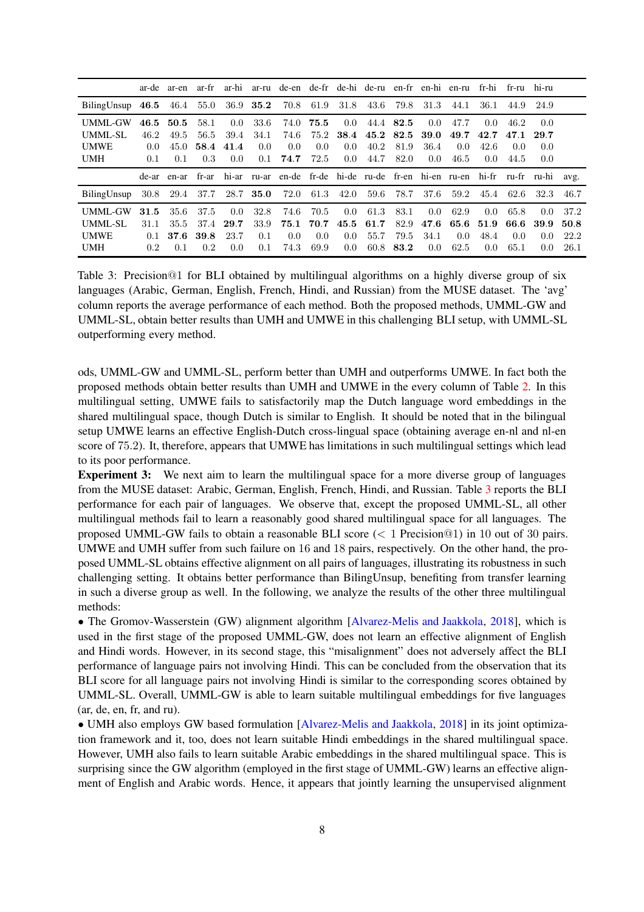|  | ar-de | ar-en | ar-fr | ar-hi | ar-ru | de-en | de-fr | de-hi | de-ru | en-fr | en-hi | en-ru | fr-hi | fr-ru | hi-ru |  |
|---|---|---|---|---|---|---|---|---|---|---|---|---|---|---|---|---|
| BilingUnsup | **46.5** | 46.4 | 55.0 | 36.9 | **35.2** | 70.8 | 61.9 | 31.8 | 43.6 | 79.8 | 31.3 | 44.1 | 36.1 | 44.9 | 24.9 |  |
| UMML-GW | **46.5** | **50.5** | 58.1 | 0.0 | 33.6 | 74.0 | **75.5** | 0.0 | 44.4 | **82.5** | 0.0 | 47.7 | 0.0 | 46.2 | 0.0 |  |
| UMML-SL | 46.2 | 49.5 | 56.5 | 39.4 | 34.1 | 74.6 | 75.2 | **38.4** | **45.2** | **82.5** | **39.0** | **49.7** | **42.7** | **47.1** | **29.7** |  |
| UMWE | 0.0 | 45.0 | **58.4** | **41.4** | 0.0 | 0.0 | 0.0 | 0.0 | 40.2 | 81.9 | 36.4 | 0.0 | 42.6 | 0.0 | 0.0 |  |
| UMH | 0.1 | 0.1 | 0.3 | 0.0 | 0.1 | **74.7** | 72.5 | 0.0 | 44.7 | 82.0 | 0.0 | 46.5 | 0.0 | 44.5 | 0.0 |  |
|  | de-ar | en-ar | fr-ar | hi-ar | ru-ar | en-de | fr-de | hi-de | ru-de | fr-en | hi-en | ru-en | hi-fr | ru-fr | ru-hi | avg. |
| BilingUnsup | 30.8 | 29.4 | 37.7 | 28.7 | **35.0** | 72.0 | 61.3 | 42.0 | 59.6 | 78.7 | 37.6 | 59.2 | 45.4 | 62.6 | 32.3 | 46.7 |
| UMML-GW | **31.5** | 35.6 | 37.5 | 0.0 | 32.8 | 74.6 | 70.5 | 0.0 | 61.3 | 83.1 | 0.0 | 62.9 | 0.0 | 65.8 | 0.0 | 37.2 |
| UMML-SL | 31.1 | 35.5 | 37.4 | **29.7** | 33.9 | **75.1** | **70.7** | **45.5** | **61.7** | 82.9 | **47.6** | **65.6** | **51.9** | **66.6** | **39.9** | **50.8** |
| UMWE | 0.1 | **37.6** | **39.8** | 23.7 | 0.1 | 0.0 | 0.0 | 0.0 | 55.7 | 79.5 | 34.1 | 0.0 | 48.4 | 0.0 | 0.0 | 22.2 |
| UMH | 0.2 | 0.1 | 0.2 | 0.0 | 0.1 | 74.3 | 69.9 | 0.0 | 60.8 | **83.2** | 0.0 | 62.5 | 0.0 | 65.1 | 0.0 | 26.1 |

Table 3: Precision@1 for BLI obtained by multilingual algorithms on a highly diverse group of six languages (Arabic, German, English, French, Hindi, and Russian) from the MUSE dataset. The 'avg' column reports the average performance of each method. Both the proposed methods, UMML-GW and UMML-SL, obtain better results than UMH and UMWE in this challenging BLI setup, with UMML-SL outperforming every method.

ods, UMML-GW and UMML-SL, perform better than UMH and outperforms UMWE. In fact both the proposed methods obtain better results than UMH and UMWE in the every column of Table 2. In this multilingual setting, UMWE fails to satisfactorily map the Dutch language word embeddings in the shared multilingual space, though Dutch is similar to English. It should be noted that in the bilingual setup UMWE learns an effective English-Dutch cross-lingual space (obtaining average en-nl and nl-en score of 75.2). It, therefore, appears that UMWE has limitations in such multilingual settings which lead to its poor performance.

**Experiment 3:** We next aim to learn the multilingual space for a more diverse group of languages from the MUSE dataset: Arabic, German, English, French, Hindi, and Russian. Table 3 reports the BLI performance for each pair of languages. We observe that, except the proposed UMML-SL, all other multilingual methods fail to learn a reasonably good shared multilingual space for all languages. The proposed UMML-GW fails to obtain a reasonable BLI score ($<$ 1 Precision@1) in 10 out of 30 pairs. UMWE and UMH suffer from such failure on 16 and 18 pairs, respectively. On the other hand, the proposed UMML-SL obtains effective alignment on all pairs of languages, illustrating its robustness in such challenging setting. It obtains better performance than BilingUnsup, benefiting from transfer learning in such a diverse group as well. In the following, we analyze the results of the other three multilingual methods:

- The Gromov-Wasserstein (GW) alignment algorithm [Alvarez-Melis and Jaakkola, 2018], which is used in the first stage of the proposed UMML-GW, does not learn an effective alignment of English and Hindi words. However, in its second stage, this "misalignment" does not adversely affect the BLI performance of language pairs not involving Hindi. This can be concluded from the observation that its BLI score for all language pairs not involving Hindi is similar to the corresponding scores obtained by UMML-SL. Overall, UMML-GW is able to learn suitable multilingual embeddings for five languages (ar, de, en, fr, and ru).
- UMH also employs GW based formulation [Alvarez-Melis and Jaakkola, 2018] in its joint optimization framework and it, too, does not learn suitable Hindi embeddings in the shared multilingual space. However, UMH also fails to learn suitable Arabic embeddings in the shared multilingual space. This is surprising since the GW algorithm (employed in the first stage of UMML-GW) learns an effective alignment of English and Arabic words. Hence, it appears that jointly learning the unsupervised alignment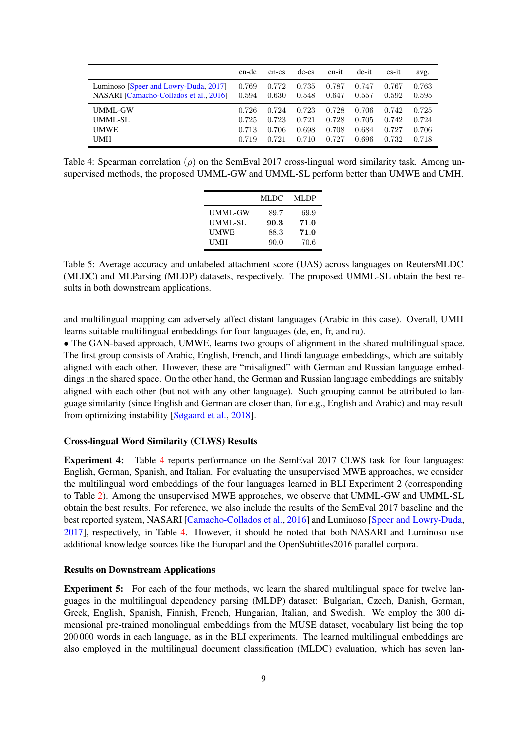| | en-de | en-es | de-es | en-it | de-it | es-it | avg. |
|---|---|---|---|---|---|---|---|
| Luminoso [Speer and Lowry-Duda, 2017] | 0.769 | 0.772 | 0.735 | 0.787 | 0.747 | 0.767 | 0.763 |
| NASARI [Camacho-Collados et al., 2016] | 0.594 | 0.630 | 0.548 | 0.647 | 0.557 | 0.592 | 0.595 |
| UMML-GW | 0.726 | 0.724 | 0.723 | 0.728 | 0.706 | 0.742 | 0.725 |
| UMML-SL | 0.725 | 0.723 | 0.721 | 0.728 | 0.705 | 0.742 | 0.724 |
| UMWE | 0.713 | 0.706 | 0.698 | 0.708 | 0.684 | 0.727 | 0.706 |
| UMH | 0.719 | 0.721 | 0.710 | 0.727 | 0.696 | 0.732 | 0.718 |

Table 4: Spearman correlation ($\rho$) on the SemEval 2017 cross-lingual word similarity task. Among unsupervised methods, the proposed UMML-GW and UMML-SL perform better than UMWE and UMH.

| | MLDC | MLDP |
|---|---|---|
| UMML-GW | 89.7 | 69.9 |
| UMML-SL | **90.3** | **71.0** |
| UMWE | 88.3 | **71.0** |
| UMH | 90.0 | 70.6 |

Table 5: Average accuracy and unlabeled attachment score (UAS) across languages on ReutersMLDC (MLDC) and MLParsing (MLDP) datasets, respectively. The proposed UMML-SL obtain the best results in both downstream applications.

and multilingual mapping can adversely affect distant languages (Arabic in this case). Overall, UMH learns suitable multilingual embeddings for four languages (de, en, fr, and ru).

- The GAN-based approach, UMWE, learns two groups of alignment in the shared multilingual space. The first group consists of Arabic, English, French, and Hindi language embeddings, which are suitably aligned with each other. However, these are "misaligned" with German and Russian language embeddings in the shared space. On the other hand, the German and Russian language embeddings are suitably aligned with each other (but not with any other language). Such grouping cannot be attributed to language similarity (since English and German are closer than, for e.g., English and Arabic) and may result from optimizing instability [Søgaard et al., 2018].

### Cross-lingual Word Similarity (CLWS) Results

**Experiment 4:** Table 4 reports performance on the SemEval 2017 CLWS task for four languages: English, German, Spanish, and Italian. For evaluating the unsupervised MWE approaches, we consider the multilingual word embeddings of the four languages learned in BLI Experiment 2 (corresponding to Table 2). Among the unsupervised MWE approaches, we observe that UMML-GW and UMML-SL obtain the best results. For reference, we also include the results of the SemEval 2017 baseline and the best reported system, NASARI [Camacho-Collados et al., 2016] and Luminoso [Speer and Lowry-Duda, 2017], respectively, in Table 4. However, it should be noted that both NASARI and Luminoso use additional knowledge sources like the Europarl and the OpenSubtitles2016 parallel corpora.

### Results on Downstream Applications

**Experiment 5:** For each of the four methods, we learn the shared multilingual space for twelve languages in the multilingual dependency parsing (MLDP) dataset: Bulgarian, Czech, Danish, German, Greek, English, Spanish, Finnish, French, Hungarian, Italian, and Swedish. We employ the 300 dimensional pre-trained monolingual embeddings from the MUSE dataset, vocabulary list being the top 200 000 words in each language, as in the BLI experiments. The learned multilingual embeddings are also employed in the multilingual document classification (MLDC) evaluation, which has seven lan-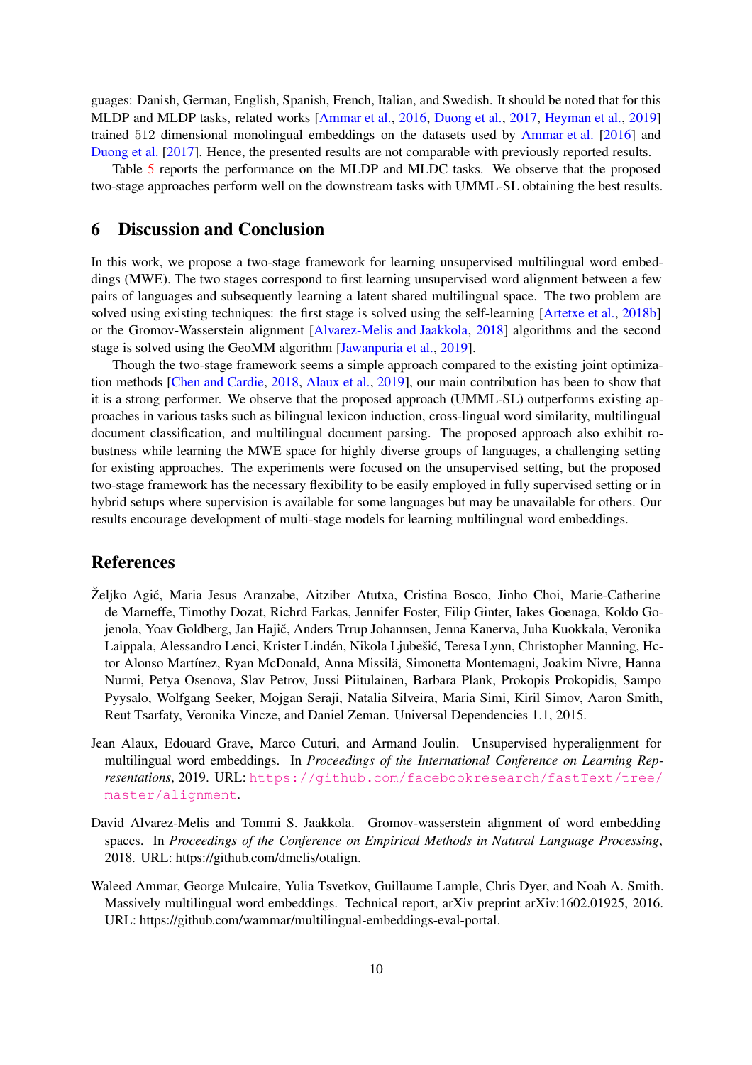guages: Danish, German, English, Spanish, French, Italian, and Swedish. It should be noted that for this MLDP and MLDP tasks, related works [Ammar et al., 2016, Duong et al., 2017, Heyman et al., 2019] trained 512 dimensional monolingual embeddings on the datasets used by Ammar et al. [2016] and Duong et al. [2017]. Hence, the presented results are not comparable with previously reported results.

Table 5 reports the performance on the MLDP and MLDC tasks. We observe that the proposed two-stage approaches perform well on the downstream tasks with UMML-SL obtaining the best results.

## 6 Discussion and Conclusion

In this work, we propose a two-stage framework for learning unsupervised multilingual word embeddings (MWE). The two stages correspond to first learning unsupervised word alignment between a few pairs of languages and subsequently learning a latent shared multilingual space. The two problem are solved using existing techniques: the first stage is solved using the self-learning [Artetxe et al., 2018b] or the Gromov-Wasserstein alignment [Alvarez-Melis and Jaakkola, 2018] algorithms and the second stage is solved using the GeoMM algorithm [Jawanpuria et al., 2019].

Though the two-stage framework seems a simple approach compared to the existing joint optimization methods [Chen and Cardie, 2018, Alaux et al., 2019], our main contribution has been to show that it is a strong performer. We observe that the proposed approach (UMML-SL) outperforms existing approaches in various tasks such as bilingual lexicon induction, cross-lingual word similarity, multilingual document classification, and multilingual document parsing. The proposed approach also exhibit robustness while learning the MWE space for highly diverse groups of languages, a challenging setting for existing approaches. The experiments were focused on the unsupervised setting, but the proposed two-stage framework has the necessary flexibility to be easily employed in fully supervised setting or in hybrid setups where supervision is available for some languages but may be unavailable for others. Our results encourage development of multi-stage models for learning multilingual word embeddings.

## References

Željko Agić, Maria Jesus Aranzabe, Aitziber Atutxa, Cristina Bosco, Jinho Choi, Marie-Catherine de Marneffe, Timothy Dozat, Richrd Farkas, Jennifer Foster, Filip Ginter, Iakes Goenaga, Koldo Gojenola, Yoav Goldberg, Jan Hajič, Anders Trrup Johannsen, Jenna Kanerva, Juha Kuokkala, Veronika Laippala, Alessandro Lenci, Krister Lindén, Nikola Ljubešić, Teresa Lynn, Christopher Manning, Hctor Alonso Martínez, Ryan McDonald, Anna Missilä, Simonetta Montemagni, Joakim Nivre, Hanna Nurmi, Petya Osenova, Slav Petrov, Jussi Piitulainen, Barbara Plank, Prokopis Prokopidis, Sampo Pyysalo, Wolfgang Seeker, Mojgan Seraji, Natalia Silveira, Maria Simi, Kiril Simov, Aaron Smith, Reut Tsarfaty, Veronika Vincze, and Daniel Zeman. Universal Dependencies 1.1, 2015.

Jean Alaux, Edouard Grave, Marco Cuturi, and Armand Joulin. Unsupervised hyperalignment for multilingual word embeddings. In *Proceedings of the International Conference on Learning Representations*, 2019. URL: https://github.com/facebookresearch/fastText/tree/master/alignment.

David Alvarez-Melis and Tommi S. Jaakkola. Gromov-wasserstein alignment of word embedding spaces. In *Proceedings of the Conference on Empirical Methods in Natural Language Processing*, 2018. URL: https://github.com/dmelis/otalign.

Waleed Ammar, George Mulcaire, Yulia Tsvetkov, Guillaume Lample, Chris Dyer, and Noah A. Smith. Massively multilingual word embeddings. Technical report, arXiv preprint arXiv:1602.01925, 2016. URL: https://github.com/wammar/multilingual-embeddings-eval-portal.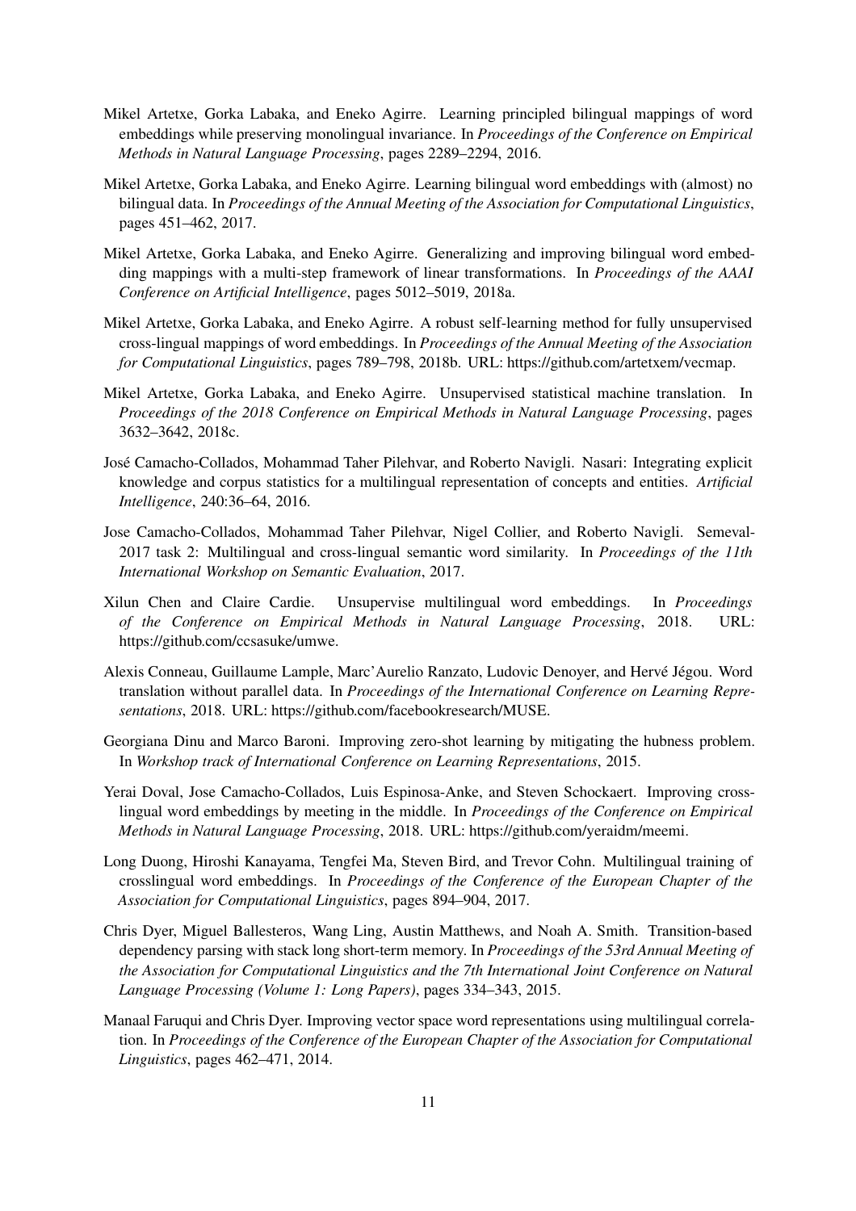Mikel Artetxe, Gorka Labaka, and Eneko Agirre. Learning principled bilingual mappings of word embeddings while preserving monolingual invariance. In *Proceedings of the Conference on Empirical Methods in Natural Language Processing*, pages 2289–2294, 2016.

Mikel Artetxe, Gorka Labaka, and Eneko Agirre. Learning bilingual word embeddings with (almost) no bilingual data. In *Proceedings of the Annual Meeting of the Association for Computational Linguistics*, pages 451–462, 2017.

Mikel Artetxe, Gorka Labaka, and Eneko Agirre. Generalizing and improving bilingual word embedding mappings with a multi-step framework of linear transformations. In *Proceedings of the AAAI Conference on Artificial Intelligence*, pages 5012–5019, 2018a.

Mikel Artetxe, Gorka Labaka, and Eneko Agirre. A robust self-learning method for fully unsupervised cross-lingual mappings of word embeddings. In *Proceedings of the Annual Meeting of the Association for Computational Linguistics*, pages 789–798, 2018b. URL: https://github.com/artetxem/vecmap.

Mikel Artetxe, Gorka Labaka, and Eneko Agirre. Unsupervised statistical machine translation. In *Proceedings of the 2018 Conference on Empirical Methods in Natural Language Processing*, pages 3632–3642, 2018c.

José Camacho-Collados, Mohammad Taher Pilehvar, and Roberto Navigli. Nasari: Integrating explicit knowledge and corpus statistics for a multilingual representation of concepts and entities. *Artificial Intelligence*, 240:36–64, 2016.

Jose Camacho-Collados, Mohammad Taher Pilehvar, Nigel Collier, and Roberto Navigli. Semeval-2017 task 2: Multilingual and cross-lingual semantic word similarity. In *Proceedings of the 11th International Workshop on Semantic Evaluation*, 2017.

Xilun Chen and Claire Cardie. Unsupervise multilingual word embeddings. In *Proceedings of the Conference on Empirical Methods in Natural Language Processing*, 2018. URL: https://github.com/ccsasuke/umwe.

Alexis Conneau, Guillaume Lample, Marc'Aurelio Ranzato, Ludovic Denoyer, and Hervé Jégou. Word translation without parallel data. In *Proceedings of the International Conference on Learning Representations*, 2018. URL: https://github.com/facebookresearch/MUSE.

Georgiana Dinu and Marco Baroni. Improving zero-shot learning by mitigating the hubness problem. In *Workshop track of International Conference on Learning Representations*, 2015.

Yerai Doval, Jose Camacho-Collados, Luis Espinosa-Anke, and Steven Schockaert. Improving cross-lingual word embeddings by meeting in the middle. In *Proceedings of the Conference on Empirical Methods in Natural Language Processing*, 2018. URL: https://github.com/yeraidm/meemi.

Long Duong, Hiroshi Kanayama, Tengfei Ma, Steven Bird, and Trevor Cohn. Multilingual training of crosslingual word embeddings. In *Proceedings of the Conference of the European Chapter of the Association for Computational Linguistics*, pages 894–904, 2017.

Chris Dyer, Miguel Ballesteros, Wang Ling, Austin Matthews, and Noah A. Smith. Transition-based dependency parsing with stack long short-term memory. In *Proceedings of the 53rd Annual Meeting of the Association for Computational Linguistics and the 7th International Joint Conference on Natural Language Processing (Volume 1: Long Papers)*, pages 334–343, 2015.

Manaal Faruqui and Chris Dyer. Improving vector space word representations using multilingual correlation. In *Proceedings of the Conference of the European Chapter of the Association for Computational Linguistics*, pages 462–471, 2014.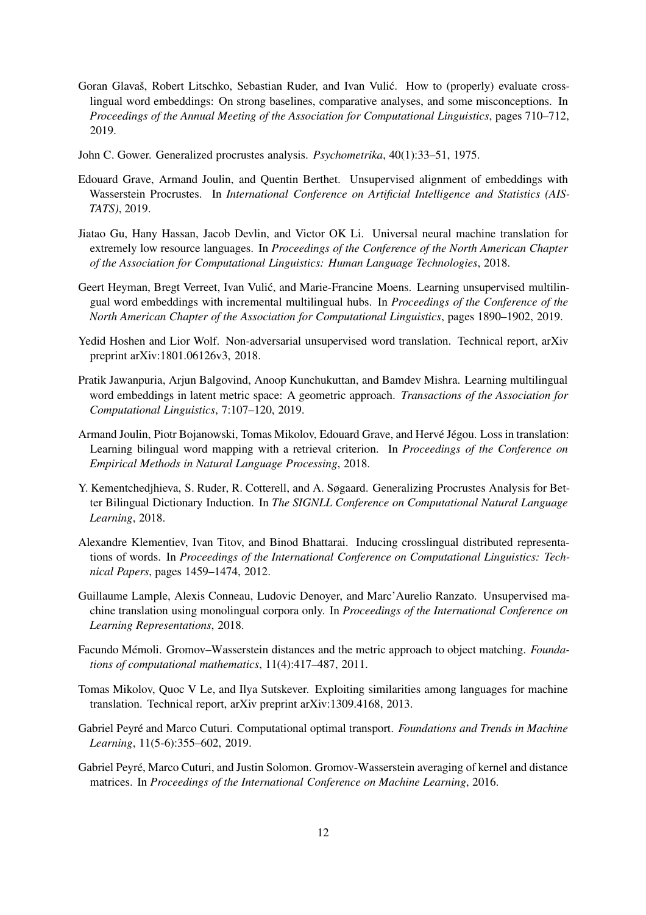Goran Glavaš, Robert Litschko, Sebastian Ruder, and Ivan Vulić. How to (properly) evaluate cross-lingual word embeddings: On strong baselines, comparative analyses, and some misconceptions. In *Proceedings of the Annual Meeting of the Association for Computational Linguistics*, pages 710–712, 2019.

John C. Gower. Generalized procrustes analysis. *Psychometrika*, 40(1):33–51, 1975.

Edouard Grave, Armand Joulin, and Quentin Berthet. Unsupervised alignment of embeddings with Wasserstein Procrustes. In *International Conference on Artificial Intelligence and Statistics (AISTATS)*, 2019.

Jiatao Gu, Hany Hassan, Jacob Devlin, and Victor OK Li. Universal neural machine translation for extremely low resource languages. In *Proceedings of the Conference of the North American Chapter of the Association for Computational Linguistics: Human Language Technologies*, 2018.

Geert Heyman, Bregt Verreet, Ivan Vulić, and Marie-Francine Moens. Learning unsupervised multilingual word embeddings with incremental multilingual hubs. In *Proceedings of the Conference of the North American Chapter of the Association for Computational Linguistics*, pages 1890–1902, 2019.

Yedid Hoshen and Lior Wolf. Non-adversarial unsupervised word translation. Technical report, arXiv preprint arXiv:1801.06126v3, 2018.

Pratik Jawanpuria, Arjun Balgovind, Anoop Kunchukuttan, and Bamdev Mishra. Learning multilingual word embeddings in latent metric space: A geometric approach. *Transactions of the Association for Computational Linguistics*, 7:107–120, 2019.

Armand Joulin, Piotr Bojanowski, Tomas Mikolov, Edouard Grave, and Hervé Jégou. Loss in translation: Learning bilingual word mapping with a retrieval criterion. In *Proceedings of the Conference on Empirical Methods in Natural Language Processing*, 2018.

Y. Kementchedjhieva, S. Ruder, R. Cotterell, and A. Søgaard. Generalizing Procrustes Analysis for Better Bilingual Dictionary Induction. In *The SIGNLL Conference on Computational Natural Language Learning*, 2018.

Alexandre Klementiev, Ivan Titov, and Binod Bhattarai. Inducing crosslingual distributed representations of words. In *Proceedings of the International Conference on Computational Linguistics: Technical Papers*, pages 1459–1474, 2012.

Guillaume Lample, Alexis Conneau, Ludovic Denoyer, and Marc'Aurelio Ranzato. Unsupervised machine translation using monolingual corpora only. In *Proceedings of the International Conference on Learning Representations*, 2018.

Facundo Mémoli. Gromov–Wasserstein distances and the metric approach to object matching. *Foundations of computational mathematics*, 11(4):417–487, 2011.

Tomas Mikolov, Quoc V Le, and Ilya Sutskever. Exploiting similarities among languages for machine translation. Technical report, arXiv preprint arXiv:1309.4168, 2013.

Gabriel Peyré and Marco Cuturi. Computational optimal transport. *Foundations and Trends in Machine Learning*, 11(5-6):355–602, 2019.

Gabriel Peyré, Marco Cuturi, and Justin Solomon. Gromov-Wasserstein averaging of kernel and distance matrices. In *Proceedings of the International Conference on Machine Learning*, 2016.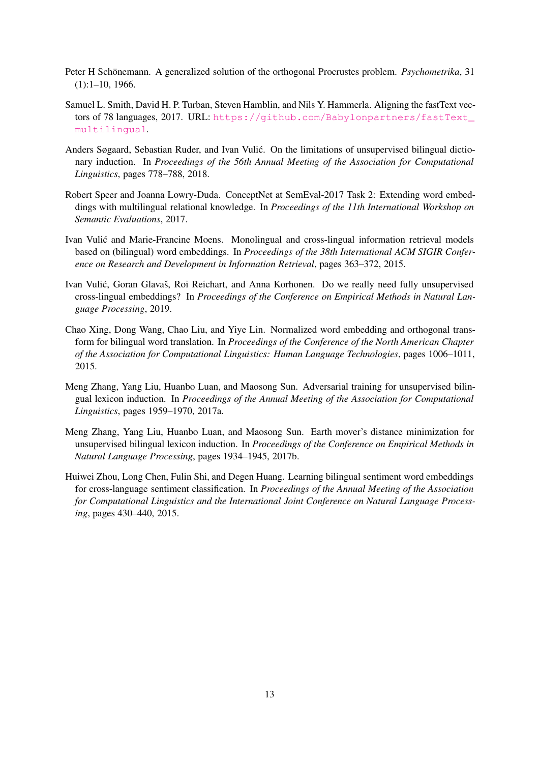Peter H Schönemann. A generalized solution of the orthogonal Procrustes problem. *Psychometrika*, 31 (1):1–10, 1966.

Samuel L. Smith, David H. P. Turban, Steven Hamblin, and Nils Y. Hammerla. Aligning the fastText vectors of 78 languages, 2017. URL: https://github.com/Babylonpartners/fastText_multilingual.

Anders Søgaard, Sebastian Ruder, and Ivan Vulić. On the limitations of unsupervised bilingual dictionary induction. In *Proceedings of the 56th Annual Meeting of the Association for Computational Linguistics*, pages 778–788, 2018.

Robert Speer and Joanna Lowry-Duda. ConceptNet at SemEval-2017 Task 2: Extending word embeddings with multilingual relational knowledge. In *Proceedings of the 11th International Workshop on Semantic Evaluations*, 2017.

Ivan Vulić and Marie-Francine Moens. Monolingual and cross-lingual information retrieval models based on (bilingual) word embeddings. In *Proceedings of the 38th International ACM SIGIR Conference on Research and Development in Information Retrieval*, pages 363–372, 2015.

Ivan Vulić, Goran Glavaš, Roi Reichart, and Anna Korhonen. Do we really need fully unsupervised cross-lingual embeddings? In *Proceedings of the Conference on Empirical Methods in Natural Language Processing*, 2019.

Chao Xing, Dong Wang, Chao Liu, and Yiye Lin. Normalized word embedding and orthogonal transform for bilingual word translation. In *Proceedings of the Conference of the North American Chapter of the Association for Computational Linguistics: Human Language Technologies*, pages 1006–1011, 2015.

Meng Zhang, Yang Liu, Huanbo Luan, and Maosong Sun. Adversarial training for unsupervised bilingual lexicon induction. In *Proceedings of the Annual Meeting of the Association for Computational Linguistics*, pages 1959–1970, 2017a.

Meng Zhang, Yang Liu, Huanbo Luan, and Maosong Sun. Earth mover's distance minimization for unsupervised bilingual lexicon induction. In *Proceedings of the Conference on Empirical Methods in Natural Language Processing*, pages 1934–1945, 2017b.

Huiwei Zhou, Long Chen, Fulin Shi, and Degen Huang. Learning bilingual sentiment word embeddings for cross-language sentiment classification. In *Proceedings of the Annual Meeting of the Association for Computational Linguistics and the International Joint Conference on Natural Language Processing*, pages 430–440, 2015.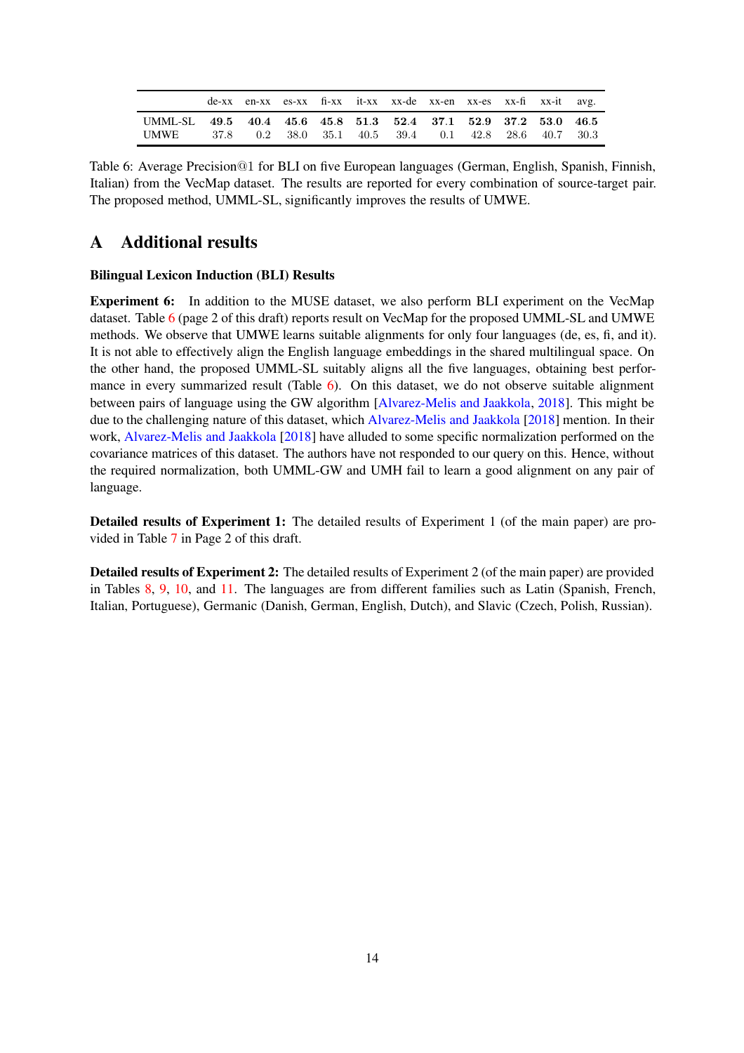|  | de-xx | en-xx | es-xx | fi-xx | it-xx | xx-de | xx-en | xx-es | xx-fi | xx-it | avg. |
|---|---|---|---|---|---|---|---|---|---|---|---|
| UMML-SL | **49.5** | **40.4** | **45.6** | **45.8** | **51.3** | **52.4** | **37.1** | **52.9** | **37.2** | **53.0** | **46.5** |
| UMWE | 37.8 | 0.2 | 38.0 | 35.1 | 40.5 | 39.4 | 0.1 | 42.8 | 28.6 | 40.7 | 30.3 |

Table 6: Average Precision@1 for BLI on five European languages (German, English, Spanish, Finnish, Italian) from the VecMap dataset. The results are reported for every combination of source-target pair. The proposed method, UMML-SL, significantly improves the results of UMWE.

# A Additional results

### Bilingual Lexicon Induction (BLI) Results

**Experiment 6:** In addition to the MUSE dataset, we also perform BLI experiment on the VecMap dataset. Table 6 (page 2 of this draft) reports result on VecMap for the proposed UMML-SL and UMWE methods. We observe that UMWE learns suitable alignments for only four languages (de, es, fi, and it). It is not able to effectively align the English language embeddings in the shared multilingual space. On the other hand, the proposed UMML-SL suitably aligns all the five languages, obtaining best performance in every summarized result (Table 6). On this dataset, we do not observe suitable alignment between pairs of language using the GW algorithm [Alvarez-Melis and Jaakkola, 2018]. This might be due to the challenging nature of this dataset, which Alvarez-Melis and Jaakkola [2018] mention. In their work, Alvarez-Melis and Jaakkola [2018] have alluded to some specific normalization performed on the covariance matrices of this dataset. The authors have not responded to our query on this. Hence, without the required normalization, both UMML-GW and UMH fail to learn a good alignment on any pair of language.

**Detailed results of Experiment 1:** The detailed results of Experiment 1 (of the main paper) are provided in Table 7 in Page 2 of this draft.

**Detailed results of Experiment 2:** The detailed results of Experiment 2 (of the main paper) are provided in Tables 8, 9, 10, and 11. The languages are from different families such as Latin (Spanish, French, Italian, Portuguese), Germanic (Danish, German, English, Dutch), and Slavic (Czech, Polish, Russian).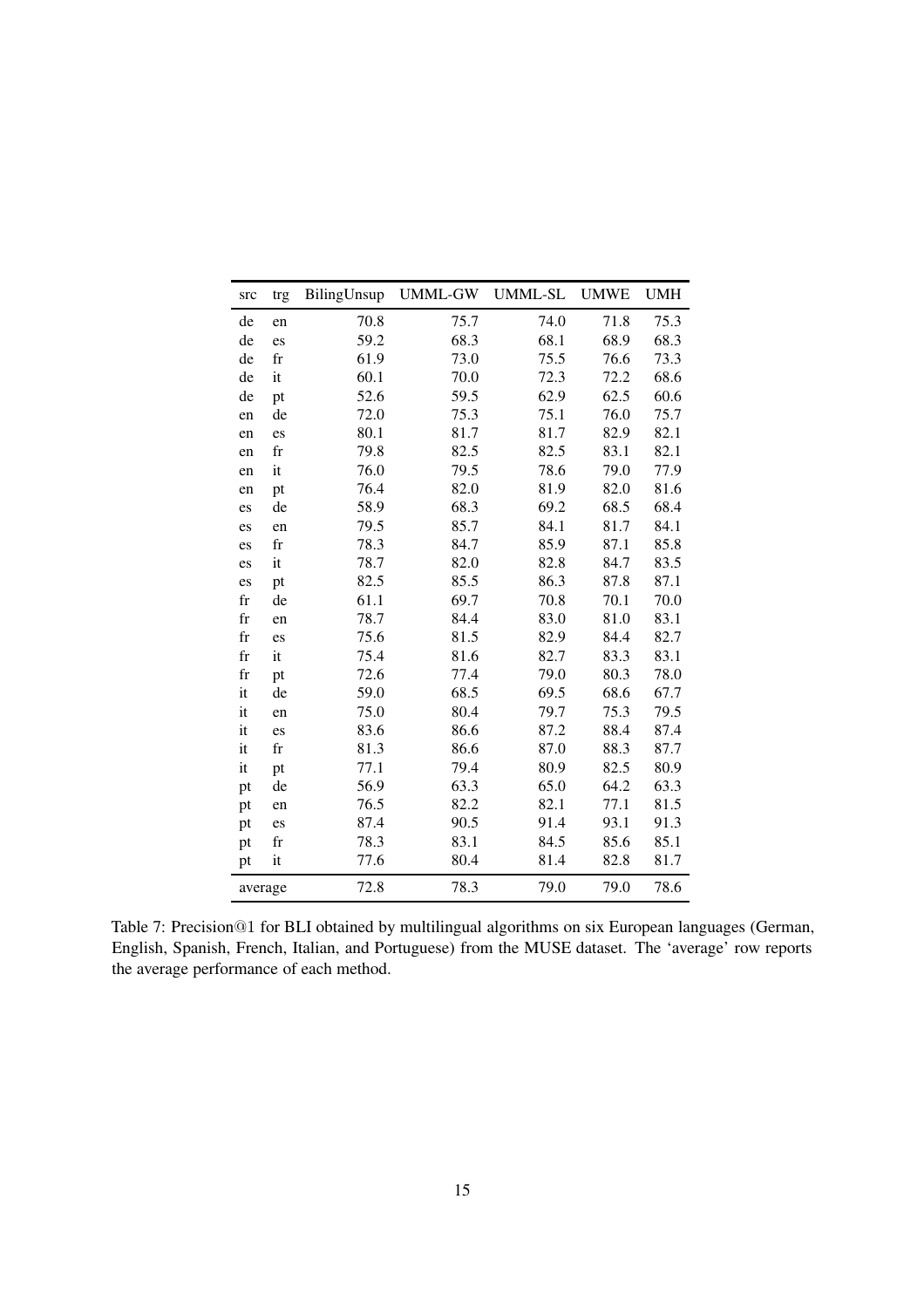| src | trg | BilingUnsup | UMML-GW | UMML-SL | UMWE | UMH |
|---|---|---|---|---|---|---|
| de | en | 70.8 | 75.7 | 74.0 | 71.8 | 75.3 |
| de | es | 59.2 | 68.3 | 68.1 | 68.9 | 68.3 |
| de | fr | 61.9 | 73.0 | 75.5 | 76.6 | 73.3 |
| de | it | 60.1 | 70.0 | 72.3 | 72.2 | 68.6 |
| de | pt | 52.6 | 59.5 | 62.9 | 62.5 | 60.6 |
| en | de | 72.0 | 75.3 | 75.1 | 76.0 | 75.7 |
| en | es | 80.1 | 81.7 | 81.7 | 82.9 | 82.1 |
| en | fr | 79.8 | 82.5 | 82.5 | 83.1 | 82.1 |
| en | it | 76.0 | 79.5 | 78.6 | 79.0 | 77.9 |
| en | pt | 76.4 | 82.0 | 81.9 | 82.0 | 81.6 |
| es | de | 58.9 | 68.3 | 69.2 | 68.5 | 68.4 |
| es | en | 79.5 | 85.7 | 84.1 | 81.7 | 84.1 |
| es | fr | 78.3 | 84.7 | 85.9 | 87.1 | 85.8 |
| es | it | 78.7 | 82.0 | 82.8 | 84.7 | 83.5 |
| es | pt | 82.5 | 85.5 | 86.3 | 87.8 | 87.1 |
| fr | de | 61.1 | 69.7 | 70.8 | 70.1 | 70.0 |
| fr | en | 78.7 | 84.4 | 83.0 | 81.0 | 83.1 |
| fr | es | 75.6 | 81.5 | 82.9 | 84.4 | 82.7 |
| fr | it | 75.4 | 81.6 | 82.7 | 83.3 | 83.1 |
| fr | pt | 72.6 | 77.4 | 79.0 | 80.3 | 78.0 |
| it | de | 59.0 | 68.5 | 69.5 | 68.6 | 67.7 |
| it | en | 75.0 | 80.4 | 79.7 | 75.3 | 79.5 |
| it | es | 83.6 | 86.6 | 87.2 | 88.4 | 87.4 |
| it | fr | 81.3 | 86.6 | 87.0 | 88.3 | 87.7 |
| it | pt | 77.1 | 79.4 | 80.9 | 82.5 | 80.9 |
| pt | de | 56.9 | 63.3 | 65.0 | 64.2 | 63.3 |
| pt | en | 76.5 | 82.2 | 82.1 | 77.1 | 81.5 |
| pt | es | 87.4 | 90.5 | 91.4 | 93.1 | 91.3 |
| pt | fr | 78.3 | 83.1 | 84.5 | 85.6 | 85.1 |
| pt | it | 77.6 | 80.4 | 81.4 | 82.8 | 81.7 |
| average | | 72.8 | 78.3 | 79.0 | 79.0 | 78.6 |

Table 7: Precision@1 for BLI obtained by multilingual algorithms on six European languages (German, English, Spanish, French, Italian, and Portuguese) from the MUSE dataset. The 'average' row reports the average performance of each method.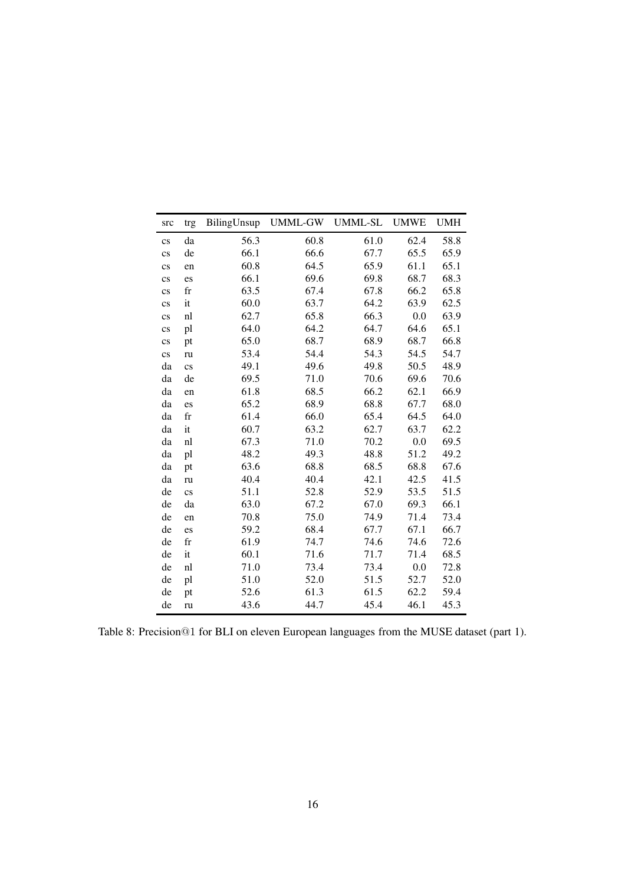| src | trg | BilingUnsup | UMML-GW | UMML-SL | UMWE | UMH |
|---|---|---|---|---|---|---|
| cs | da | 56.3 | 60.8 | 61.0 | 62.4 | 58.8 |
| cs | de | 66.1 | 66.6 | 67.7 | 65.5 | 65.9 |
| cs | en | 60.8 | 64.5 | 65.9 | 61.1 | 65.1 |
| cs | es | 66.1 | 69.6 | 69.8 | 68.7 | 68.3 |
| cs | fr | 63.5 | 67.4 | 67.8 | 66.2 | 65.8 |
| cs | it | 60.0 | 63.7 | 64.2 | 63.9 | 62.5 |
| cs | nl | 62.7 | 65.8 | 66.3 | 0.0 | 63.9 |
| cs | pl | 64.0 | 64.2 | 64.7 | 64.6 | 65.1 |
| cs | pt | 65.0 | 68.7 | 68.9 | 68.7 | 66.8 |
| cs | ru | 53.4 | 54.4 | 54.3 | 54.5 | 54.7 |
| da | cs | 49.1 | 49.6 | 49.8 | 50.5 | 48.9 |
| da | de | 69.5 | 71.0 | 70.6 | 69.6 | 70.6 |
| da | en | 61.8 | 68.5 | 66.2 | 62.1 | 66.9 |
| da | es | 65.2 | 68.9 | 68.8 | 67.7 | 68.0 |
| da | fr | 61.4 | 66.0 | 65.4 | 64.5 | 64.0 |
| da | it | 60.7 | 63.2 | 62.7 | 63.7 | 62.2 |
| da | nl | 67.3 | 71.0 | 70.2 | 0.0 | 69.5 |
| da | pl | 48.2 | 49.3 | 48.8 | 51.2 | 49.2 |
| da | pt | 63.6 | 68.8 | 68.5 | 68.8 | 67.6 |
| da | ru | 40.4 | 40.4 | 42.1 | 42.5 | 41.5 |
| de | cs | 51.1 | 52.8 | 52.9 | 53.5 | 51.5 |
| de | da | 63.0 | 67.2 | 67.0 | 69.3 | 66.1 |
| de | en | 70.8 | 75.0 | 74.9 | 71.4 | 73.4 |
| de | es | 59.2 | 68.4 | 67.7 | 67.1 | 66.7 |
| de | fr | 61.9 | 74.7 | 74.6 | 74.6 | 72.6 |
| de | it | 60.1 | 71.6 | 71.7 | 71.4 | 68.5 |
| de | nl | 71.0 | 73.4 | 73.4 | 0.0 | 72.8 |
| de | pl | 51.0 | 52.0 | 51.5 | 52.7 | 52.0 |
| de | pt | 52.6 | 61.3 | 61.5 | 62.2 | 59.4 |
| de | ru | 43.6 | 44.7 | 45.4 | 46.1 | 45.3 |

Table 8: Precision@1 for BLI on eleven European languages from the MUSE dataset (part 1).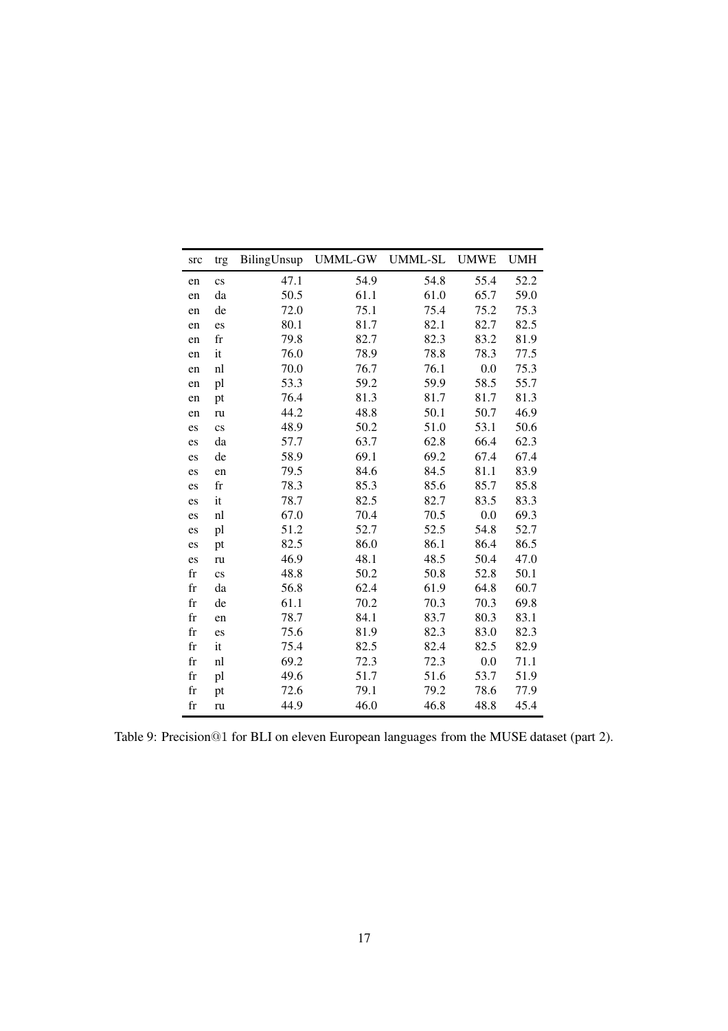| src | trg | BilingUnsup | UMML-GW | UMML-SL | UMWE | UMH |
|---|---|---|---|---|---|---|
| en | cs | 47.1 | 54.9 | 54.8 | 55.4 | 52.2 |
| en | da | 50.5 | 61.1 | 61.0 | 65.7 | 59.0 |
| en | de | 72.0 | 75.1 | 75.4 | 75.2 | 75.3 |
| en | es | 80.1 | 81.7 | 82.1 | 82.7 | 82.5 |
| en | fr | 79.8 | 82.7 | 82.3 | 83.2 | 81.9 |
| en | it | 76.0 | 78.9 | 78.8 | 78.3 | 77.5 |
| en | nl | 70.0 | 76.7 | 76.1 | 0.0 | 75.3 |
| en | pl | 53.3 | 59.2 | 59.9 | 58.5 | 55.7 |
| en | pt | 76.4 | 81.3 | 81.7 | 81.7 | 81.3 |
| en | ru | 44.2 | 48.8 | 50.1 | 50.7 | 46.9 |
| es | cs | 48.9 | 50.2 | 51.0 | 53.1 | 50.6 |
| es | da | 57.7 | 63.7 | 62.8 | 66.4 | 62.3 |
| es | de | 58.9 | 69.1 | 69.2 | 67.4 | 67.4 |
| es | en | 79.5 | 84.6 | 84.5 | 81.1 | 83.9 |
| es | fr | 78.3 | 85.3 | 85.6 | 85.7 | 85.8 |
| es | it | 78.7 | 82.5 | 82.7 | 83.5 | 83.3 |
| es | nl | 67.0 | 70.4 | 70.5 | 0.0 | 69.3 |
| es | pl | 51.2 | 52.7 | 52.5 | 54.8 | 52.7 |
| es | pt | 82.5 | 86.0 | 86.1 | 86.4 | 86.5 |
| es | ru | 46.9 | 48.1 | 48.5 | 50.4 | 47.0 |
| fr | cs | 48.8 | 50.2 | 50.8 | 52.8 | 50.1 |
| fr | da | 56.8 | 62.4 | 61.9 | 64.8 | 60.7 |
| fr | de | 61.1 | 70.2 | 70.3 | 70.3 | 69.8 |
| fr | en | 78.7 | 84.1 | 83.7 | 80.3 | 83.1 |
| fr | es | 75.6 | 81.9 | 82.3 | 83.0 | 82.3 |
| fr | it | 75.4 | 82.5 | 82.4 | 82.5 | 82.9 |
| fr | nl | 69.2 | 72.3 | 72.3 | 0.0 | 71.1 |
| fr | pl | 49.6 | 51.7 | 51.6 | 53.7 | 51.9 |
| fr | pt | 72.6 | 79.1 | 79.2 | 78.6 | 77.9 |
| fr | ru | 44.9 | 46.0 | 46.8 | 48.8 | 45.4 |

Table 9: Precision@1 for BLI on eleven European languages from the MUSE dataset (part 2).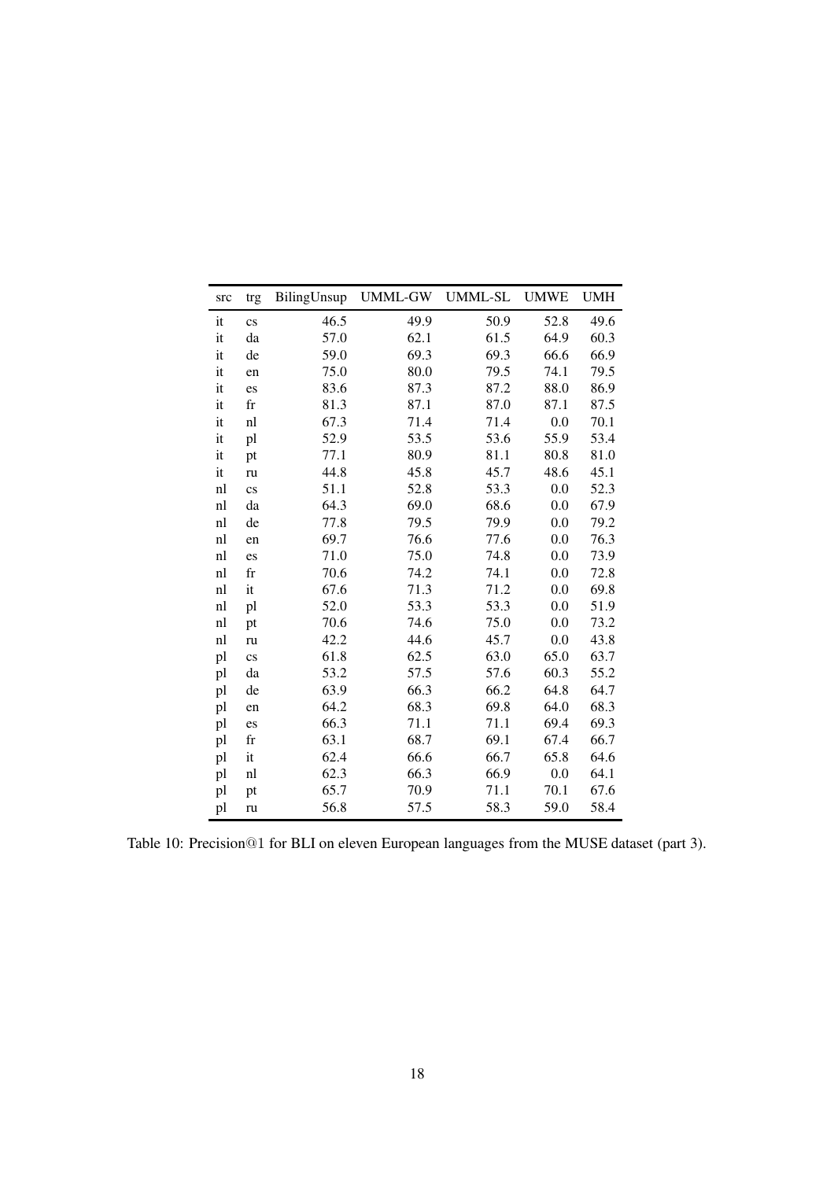| src | trg | BilingUnsup | UMML-GW | UMML-SL | UMWE | UMH |
|---|---|---|---|---|---|---|
| it | cs | 46.5 | 49.9 | 50.9 | 52.8 | 49.6 |
| it | da | 57.0 | 62.1 | 61.5 | 64.9 | 60.3 |
| it | de | 59.0 | 69.3 | 69.3 | 66.6 | 66.9 |
| it | en | 75.0 | 80.0 | 79.5 | 74.1 | 79.5 |
| it | es | 83.6 | 87.3 | 87.2 | 88.0 | 86.9 |
| it | fr | 81.3 | 87.1 | 87.0 | 87.1 | 87.5 |
| it | nl | 67.3 | 71.4 | 71.4 | 0.0 | 70.1 |
| it | pl | 52.9 | 53.5 | 53.6 | 55.9 | 53.4 |
| it | pt | 77.1 | 80.9 | 81.1 | 80.8 | 81.0 |
| it | ru | 44.8 | 45.8 | 45.7 | 48.6 | 45.1 |
| nl | cs | 51.1 | 52.8 | 53.3 | 0.0 | 52.3 |
| nl | da | 64.3 | 69.0 | 68.6 | 0.0 | 67.9 |
| nl | de | 77.8 | 79.5 | 79.9 | 0.0 | 79.2 |
| nl | en | 69.7 | 76.6 | 77.6 | 0.0 | 76.3 |
| nl | es | 71.0 | 75.0 | 74.8 | 0.0 | 73.9 |
| nl | fr | 70.6 | 74.2 | 74.1 | 0.0 | 72.8 |
| nl | it | 67.6 | 71.3 | 71.2 | 0.0 | 69.8 |
| nl | pl | 52.0 | 53.3 | 53.3 | 0.0 | 51.9 |
| nl | pt | 70.6 | 74.6 | 75.0 | 0.0 | 73.2 |
| nl | ru | 42.2 | 44.6 | 45.7 | 0.0 | 43.8 |
| pl | cs | 61.8 | 62.5 | 63.0 | 65.0 | 63.7 |
| pl | da | 53.2 | 57.5 | 57.6 | 60.3 | 55.2 |
| pl | de | 63.9 | 66.3 | 66.2 | 64.8 | 64.7 |
| pl | en | 64.2 | 68.3 | 69.8 | 64.0 | 68.3 |
| pl | es | 66.3 | 71.1 | 71.1 | 69.4 | 69.3 |
| pl | fr | 63.1 | 68.7 | 69.1 | 67.4 | 66.7 |
| pl | it | 62.4 | 66.6 | 66.7 | 65.8 | 64.6 |
| pl | nl | 62.3 | 66.3 | 66.9 | 0.0 | 64.1 |
| pl | pt | 65.7 | 70.9 | 71.1 | 70.1 | 67.6 |
| pl | ru | 56.8 | 57.5 | 58.3 | 59.0 | 58.4 |

Table 10: Precision@1 for BLI on eleven European languages from the MUSE dataset (part 3).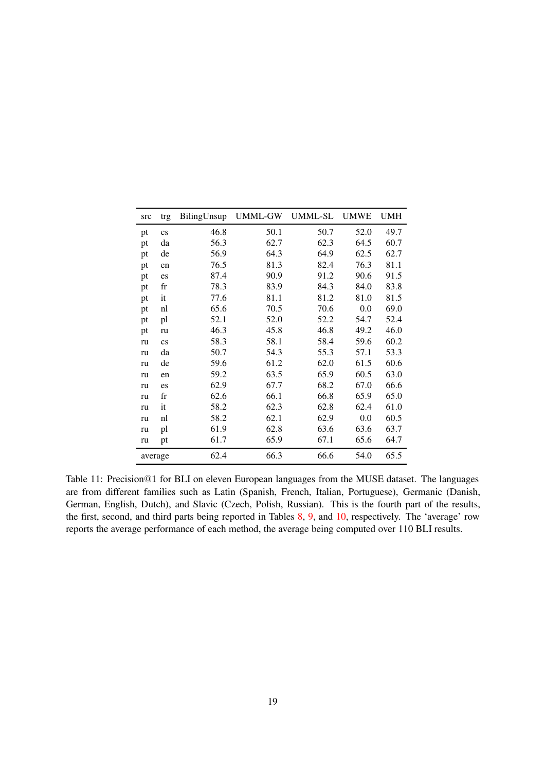| src | trg | BilingUnsup | UMML-GW | UMML-SL | UMWE | UMH |
|---|---|---|---|---|---|---|
| pt | cs | 46.8 | 50.1 | 50.7 | 52.0 | 49.7 |
| pt | da | 56.3 | 62.7 | 62.3 | 64.5 | 60.7 |
| pt | de | 56.9 | 64.3 | 64.9 | 62.5 | 62.7 |
| pt | en | 76.5 | 81.3 | 82.4 | 76.3 | 81.1 |
| pt | es | 87.4 | 90.9 | 91.2 | 90.6 | 91.5 |
| pt | fr | 78.3 | 83.9 | 84.3 | 84.0 | 83.8 |
| pt | it | 77.6 | 81.1 | 81.2 | 81.0 | 81.5 |
| pt | nl | 65.6 | 70.5 | 70.6 | 0.0 | 69.0 |
| pt | pl | 52.1 | 52.0 | 52.2 | 54.7 | 52.4 |
| pt | ru | 46.3 | 45.8 | 46.8 | 49.2 | 46.0 |
| ru | cs | 58.3 | 58.1 | 58.4 | 59.6 | 60.2 |
| ru | da | 50.7 | 54.3 | 55.3 | 57.1 | 53.3 |
| ru | de | 59.6 | 61.2 | 62.0 | 61.5 | 60.6 |
| ru | en | 59.2 | 63.5 | 65.9 | 60.5 | 63.0 |
| ru | es | 62.9 | 67.7 | 68.2 | 67.0 | 66.6 |
| ru | fr | 62.6 | 66.1 | 66.8 | 65.9 | 65.0 |
| ru | it | 58.2 | 62.3 | 62.8 | 62.4 | 61.0 |
| ru | nl | 58.2 | 62.1 | 62.9 | 0.0 | 60.5 |
| ru | pl | 61.9 | 62.8 | 63.6 | 63.6 | 63.7 |
| ru | pt | 61.7 | 65.9 | 67.1 | 65.6 | 64.7 |
| average | | 62.4 | 66.3 | 66.6 | 54.0 | 65.5 |

Table 11: Precision@1 for BLI on eleven European languages from the MUSE dataset. The languages are from different families such as Latin (Spanish, French, Italian, Portuguese), Germanic (Danish, German, English, Dutch), and Slavic (Czech, Polish, Russian). This is the fourth part of the results, the first, second, and third parts being reported in Tables 8, 9, and 10, respectively. The 'average' row reports the average performance of each method, the average being computed over 110 BLI results.